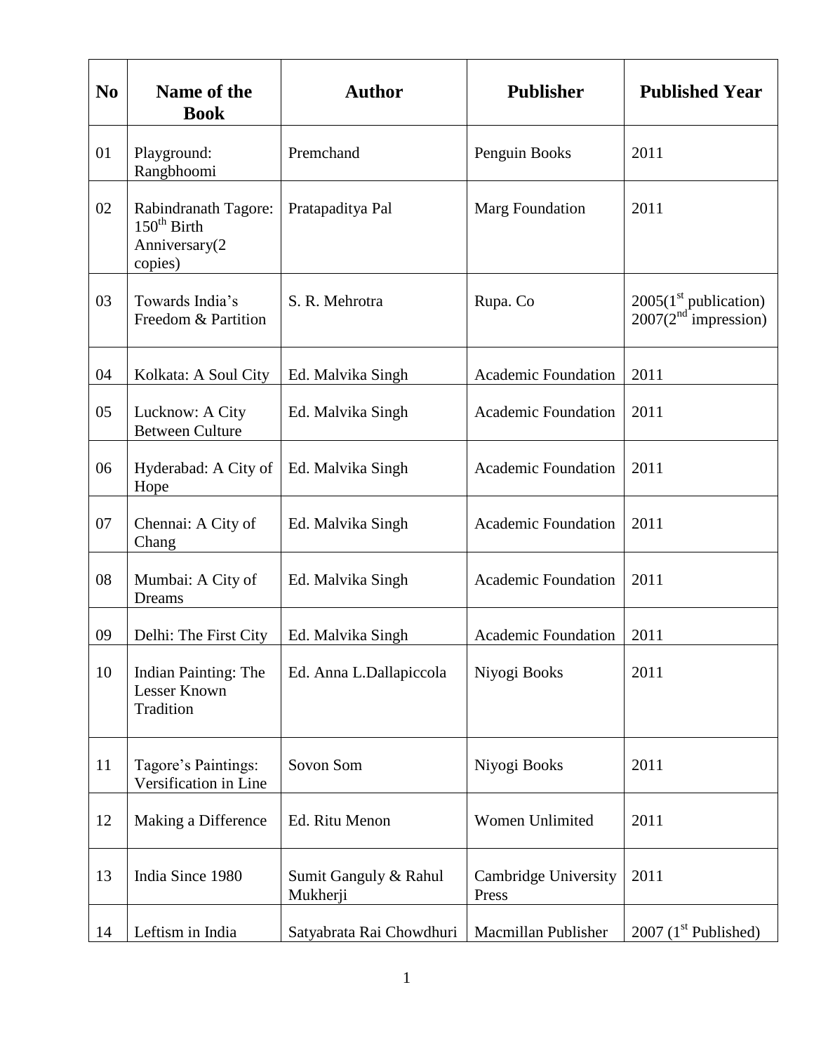| No | Name of the Book | Author | Publisher | Published Year |
|---|---|---|---|---|
| 01 | Playground: Rangbhoomi | Premchand | Penguin Books | 2011 |
| 02 | Rabindranath Tagore: $150^{th}$ Birth Anniversary(2 copies) | Pratapaditya Pal | Marg Foundation | 2011 |
| 03 | Towards India's Freedom & Partition | S. R. Mehrotra | Rupa. Co | 2005($1^{st}$ publication) 2007($2^{nd}$ impression) |
| 04 | Kolkata: A Soul City | Ed. Malvika Singh | Academic Foundation | 2011 |
| 05 | Lucknow: A City Between Culture | Ed. Malvika Singh | Academic Foundation | 2011 |
| 06 | Hyderabad: A City of Hope | Ed. Malvika Singh | Academic Foundation | 2011 |
| 07 | Chennai: A City of Chang | Ed. Malvika Singh | Academic Foundation | 2011 |
| 08 | Mumbai: A City of Dreams | Ed. Malvika Singh | Academic Foundation | 2011 |
| 09 | Delhi: The First City | Ed. Malvika Singh | Academic Foundation | 2011 |
| 10 | Indian Painting: The Lesser Known Tradition | Ed. Anna L.Dallapiccola | Niyogi Books | 2011 |
| 11 | Tagore's Paintings: Versification in Line | Sovon Som | Niyogi Books | 2011 |
| 12 | Making a Difference | Ed. Ritu Menon | Women Unlimited | 2011 |
| 13 | India Since 1980 | Sumit Ganguly & Rahul Mukherji | Cambridge University Press | 2011 |
| 14 | Leftism in India | Satyabrata Rai Chowdhuri | Macmillan Publisher | 2007 ($1^{st}$ Published) |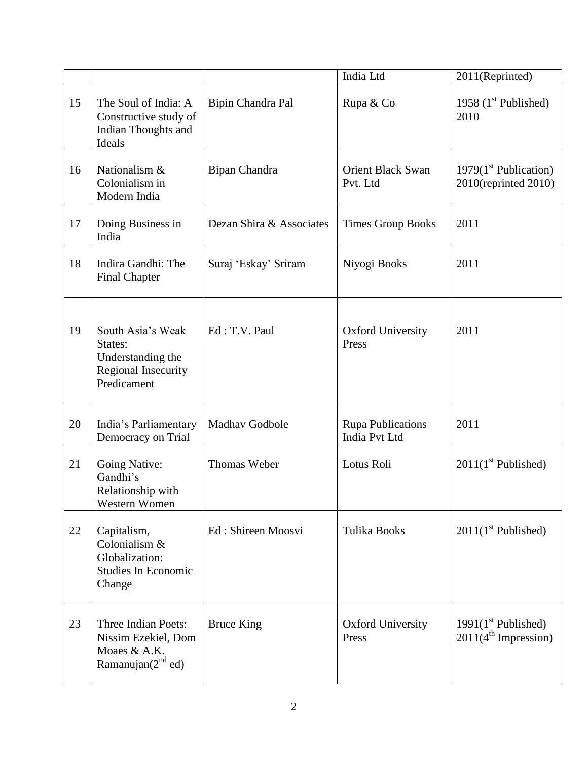| | | | | |
|---|---|---|---|---|
| | | | India Ltd | 2011(Reprinted) |
| 15 | The Soul of India: A Constructive study of Indian Thoughts and Ideals | Bipin Chandra Pal | Rupa & Co | 1958 (1st Published) 2010 |
| 16 | Nationalism & Colonialism in Modern India | Bipan Chandra | Orient Black Swan Pvt. Ltd | 1979(1st Publication) 2010(reprinted 2010) |
| 17 | Doing Business in India | Dezan Shira & Associates | Times Group Books | 2011 |
| 18 | Indira Gandhi: The Final Chapter | Suraj 'Eskay' Sriram | Niyogi Books | 2011 |
| 19 | South Asia's Weak States: Understanding the Regional Insecurity Predicament | Ed : T.V. Paul | Oxford University Press | 2011 |
| 20 | India's Parliamentary Democracy on Trial | Madhav Godbole | Rupa Publications India Pvt Ltd | 2011 |
| 21 | Going Native: Gandhi's Relationship with Western Women | Thomas Weber | Lotus Roli | 2011(1st Published) |
| 22 | Capitalism, Colonialism & Globalization: Studies In Economic Change | Ed : Shireen Moosvi | Tulika Books | 2011(1st Published) |
| 23 | Three Indian Poets: Nissim Ezekiel, Dom Moaes & A.K. Ramanujan(2nd ed) | Bruce King | Oxford University Press | 1991(1st Published) 2011(4th Impression) |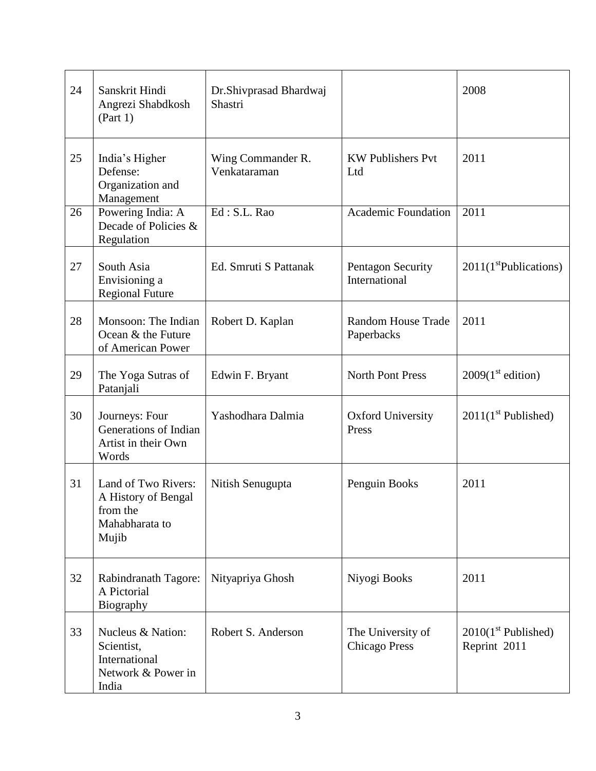| 24 | Sanskrit Hindi Angrezi Shabdkosh (Part 1) | Dr.Shivprasad Bhardwaj Shastri | | 2008 |
|---|---|---|---|---|
| 25 | India's Higher Defense: Organization and Management | Wing Commander R. Venkataraman | KW Publishers Pvt Ltd | 2011 |
| 26 | Powering India: A Decade of Policies & Regulation | Ed : S.L. Rao | Academic Foundation | 2011 |
| 27 | South Asia Envisioning a Regional Future | Ed. Smruti S Pattanak | Pentagon Security International | 2011(1st Publications) |
| 28 | Monsoon: The Indian Ocean & the Future of American Power | Robert D. Kaplan | Random House Trade Paperbacks | 2011 |
| 29 | The Yoga Sutras of Patanjali | Edwin F. Bryant | North Pont Press | 2009(1st edition) |
| 30 | Journeys: Four Generations of Indian Artist in their Own Words | Yashodhara Dalmia | Oxford University Press | 2011(1st Published) |
| 31 | Land of Two Rivers: A History of Bengal from the Mahabharata to Mujib | Nitish Senugupta | Penguin Books | 2011 |
| 32 | Rabindranath Tagore: A Pictorial Biography | Nityapriya Ghosh | Niyogi Books | 2011 |
| 33 | Nucleus & Nation: Scientist, International Network & Power in India | Robert S. Anderson | The University of Chicago Press | 2010(1st Published) Reprint 2011 |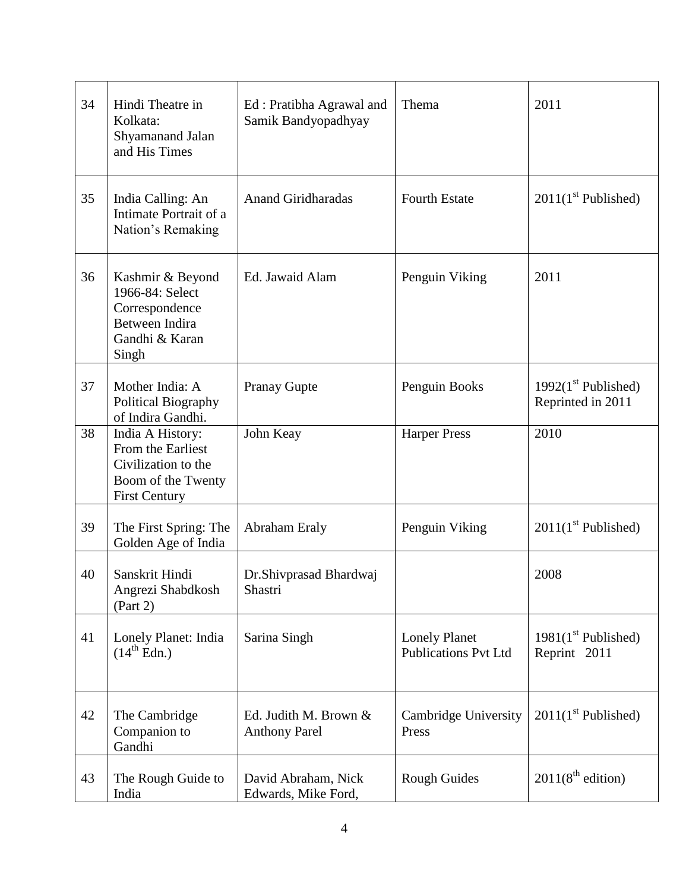| 34 | Hindi Theatre in Kolkata: Shyamanand Jalan and His Times | Ed : Pratibha Agrawal and Samik Bandyopadhyay | Thema | 2011 |
|---|---|---|---|---|
| 35 | India Calling: An Intimate Portrait of a Nation's Remaking | Anand Giridharadas | Fourth Estate | 2011(1st Published) |
| 36 | Kashmir & Beyond 1966-84: Select Correspondence Between Indira Gandhi & Karan Singh | Ed. Jawaid Alam | Penguin Viking | 2011 |
| 37 | Mother India: A Political Biography of Indira Gandhi. | Pranay Gupte | Penguin Books | 1992(1st Published) Reprinted in 2011 |
| 38 | India A History: From the Earliest Civilization to the Boom of the Twenty First Century | John Keay | Harper Press | 2010 |
| 39 | The First Spring: The Golden Age of India | Abraham Eraly | Penguin Viking | 2011(1st Published) |
| 40 | Sanskrit Hindi Angrezi Shabdkosh (Part 2) | Dr.Shivprasad Bhardwaj Shastri | | 2008 |
| 41 | Lonely Planet: India (14th Edn.) | Sarina Singh | Lonely Planet Publications Pvt Ltd | 1981(1st Published) Reprint 2011 |
| 42 | The Cambridge Companion to Gandhi | Ed. Judith M. Brown & Anthony Parel | Cambridge University Press | 2011(1st Published) |
| 43 | The Rough Guide to India | David Abraham, Nick Edwards, Mike Ford, | Rough Guides | 2011(8th edition) |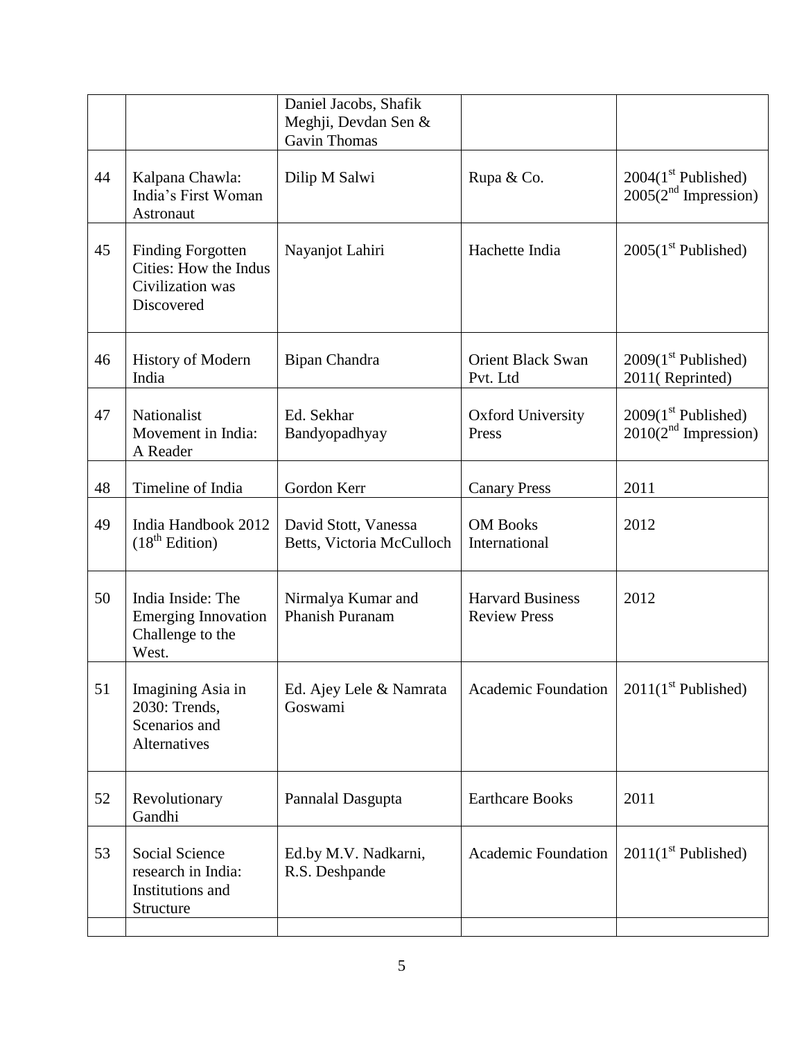|  |  | Daniel Jacobs, Shafik Meghji, Devdan Sen & Gavin Thomas |  |  |
|---|---|---|---|---|
| 44 | Kalpana Chawla: India's First Woman Astronaut | Dilip M Salwi | Rupa & Co. | 2004(1st Published) 2005(2nd Impression) |
| 45 | Finding Forgotten Cities: How the Indus Civilization was Discovered | Nayanjot Lahiri | Hachette India | 2005(1st Published) |
| 46 | History of Modern India | Bipan Chandra | Orient Black Swan Pvt. Ltd | 2009(1st Published) 2011( Reprinted) |
| 47 | Nationalist Movement in India: A Reader | Ed. Sekhar Bandyopadhyay | Oxford University Press | 2009(1st Published) 2010(2nd Impression) |
| 48 | Timeline of India | Gordon Kerr | Canary Press | 2011 |
| 49 | India Handbook 2012 (18th Edition) | David Stott, Vanessa Betts, Victoria McCulloch | OM Books International | 2012 |
| 50 | India Inside: The Emerging Innovation Challenge to the West. | Nirmalya Kumar and Phanish Puranam | Harvard Business Review Press | 2012 |
| 51 | Imagining Asia in 2030: Trends, Scenarios and Alternatives | Ed. Ajey Lele & Namrata Goswami | Academic Foundation | 2011(1st Published) |
| 52 | Revolutionary Gandhi | Pannalal Dasgupta | Earthcare Books | 2011 |
| 53 | Social Science research in India: Institutions and Structure | Ed.by M.V. Nadkarni, R.S. Deshpande | Academic Foundation | 2011(1st Published) |
|  |  |  |  |  |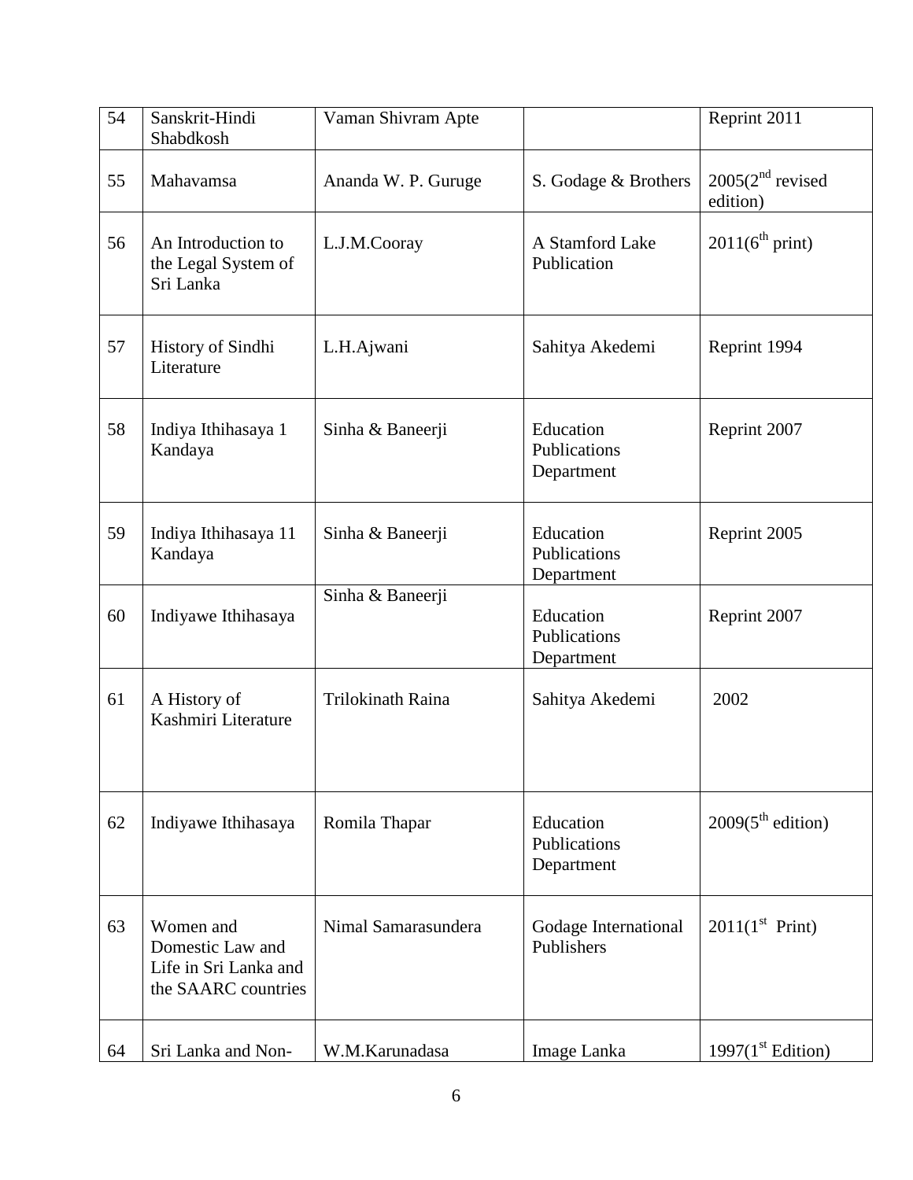| 54 | Sanskrit-Hindi Shabdkosh | Vaman Shivram Apte | | Reprint 2011 |
|---|---|---|---|---|
| 55 | Mahavamsa | Ananda W. P. Guruge | S. Godage & Brothers | 2005(2nd revised edition) |
| 56 | An Introduction to the Legal System of Sri Lanka | L.J.M.Cooray | A Stamford Lake Publication | 2011(6th print) |
| 57 | History of Sindhi Literature | L.H.Ajwani | Sahitya Akedemi | Reprint 1994 |
| 58 | Indiya Ithihasaya 1 Kandaya | Sinha & Baneerji | Education Publications Department | Reprint 2007 |
| 59 | Indiya Ithihasaya 11 Kandaya | Sinha & Baneerji | Education Publications Department | Reprint 2005 |
| 60 | Indiyawe Ithihasaya | Sinha & Baneerji | Education Publications Department | Reprint 2007 |
| 61 | A History of Kashmiri Literature | Trilokinath Raina | Sahitya Akedemi | 2002 |
| 62 | Indiyawe Ithihasaya | Romila Thapar | Education Publications Department | 2009(5th edition) |
| 63 | Women and Domestic Law and Life in Sri Lanka and the SAARC countries | Nimal Samarasundera | Godage International Publishers | 2011(1st Print) |
| 64 | Sri Lanka and Non- | W.M.Karunadasa | Image Lanka | 1997(1st Edition) |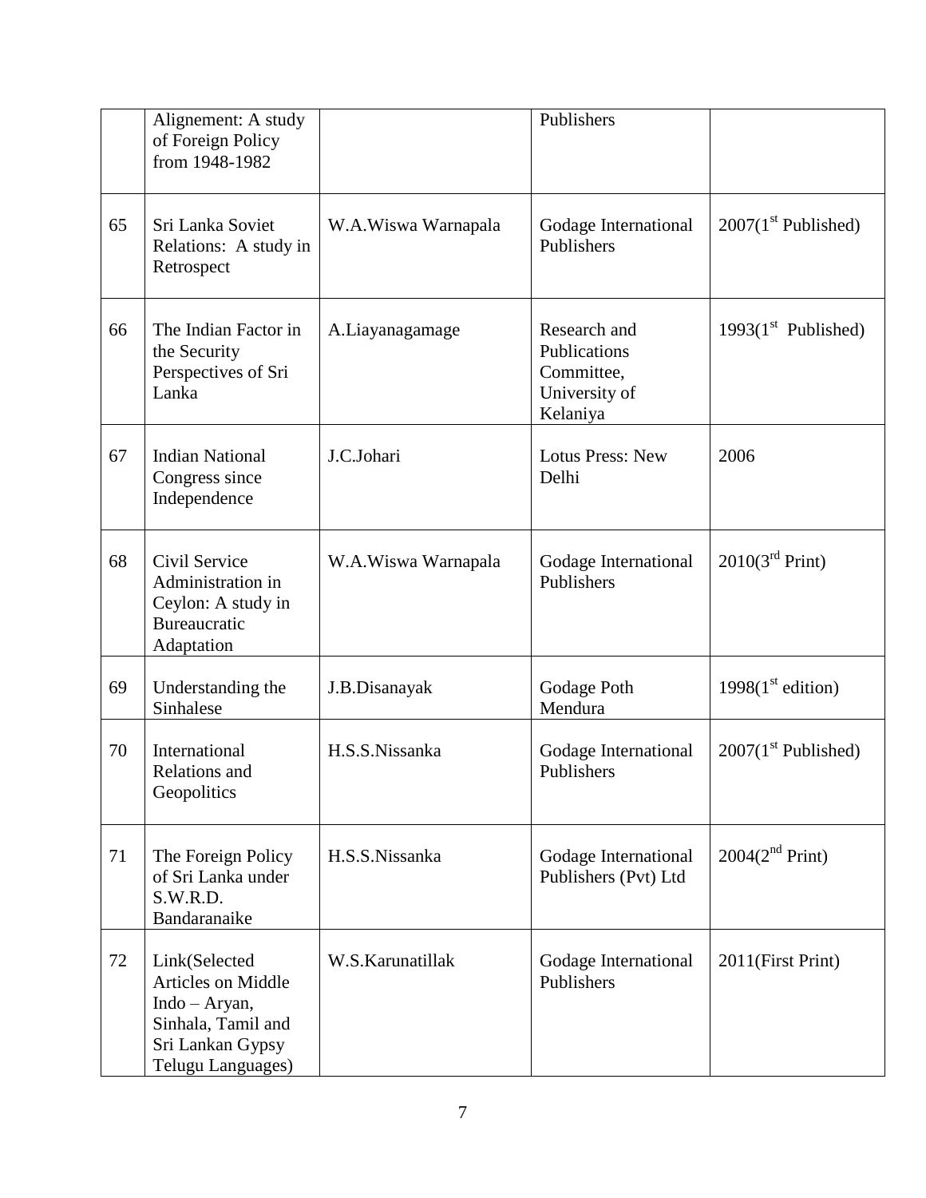|  | Alignement: A study of Foreign Policy from 1948-1982 |  | Publishers |  |
|---|---|---|---|---|
| 65 | Sri Lanka Soviet Relations: A study in Retrospect | W.A.Wiswa Warnapala | Godage International Publishers | 2007(1st Published) |
| 66 | The Indian Factor in the Security Perspectives of Sri Lanka | A.Liayanagamage | Research and Publications Committee, University of Kelaniya | 1993(1st Published) |
| 67 | Indian National Congress since Independence | J.C.Johari | Lotus Press: New Delhi | 2006 |
| 68 | Civil Service Administration in Ceylon: A study in Bureaucratic Adaptation | W.A.Wiswa Warnapala | Godage International Publishers | 2010(3rd Print) |
| 69 | Understanding the Sinhalese | J.B.Disanayak | Godage Poth Mendura | 1998(1st edition) |
| 70 | International Relations and Geopolitics | H.S.S.Nissanka | Godage International Publishers | 2007(1st Published) |
| 71 | The Foreign Policy of Sri Lanka under S.W.R.D. Bandaranaike | H.S.S.Nissanka | Godage International Publishers (Pvt) Ltd | 2004(2nd Print) |
| 72 | Link(Selected Articles on Middle Indo – Aryan, Sinhala, Tamil and Sri Lankan Gypsy Telugu Languages) | W.S.Karunatillak | Godage International Publishers | 2011(First Print) |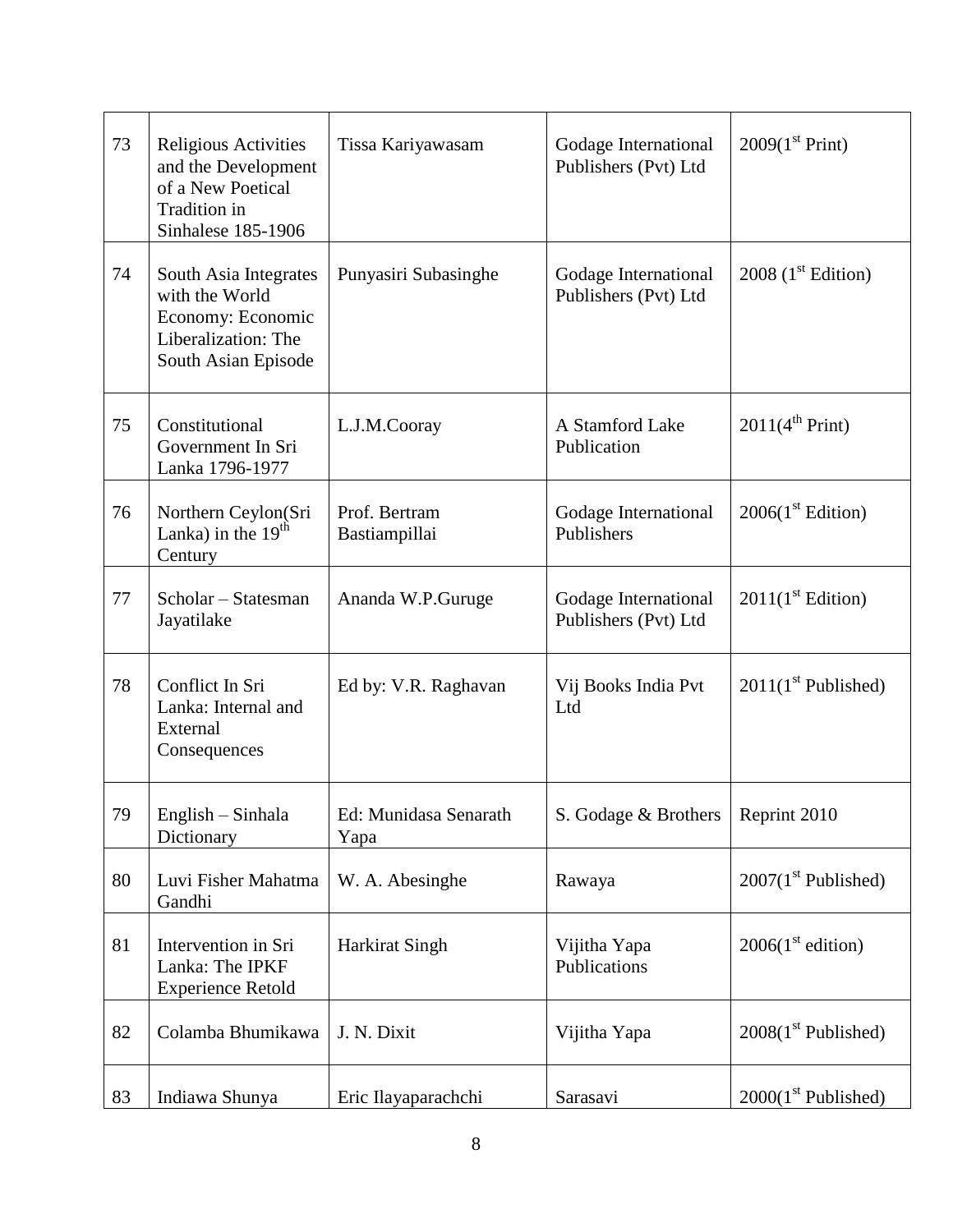| 73 | Religious Activities and the Development of a New Poetical Tradition in Sinhalese 185-1906 | Tissa Kariyawasam | Godage International Publishers (Pvt) Ltd | 2009(1st Print) |
|---|---|---|---|---|
| 74 | South Asia Integrates with the World Economy: Economic Liberalization: The South Asian Episode | Punyasiri Subasinghe | Godage International Publishers (Pvt) Ltd | 2008 (1st Edition) |
| 75 | Constitutional Government In Sri Lanka 1796-1977 | L.J.M.Cooray | A Stamford Lake Publication | 2011(4th Print) |
| 76 | Northern Ceylon(Sri Lanka) in the 19th Century | Prof. Bertram Bastiampillai | Godage International Publishers | 2006(1st Edition) |
| 77 | Scholar – Statesman Jayatilake | Ananda W.P.Guruge | Godage International Publishers (Pvt) Ltd | 2011(1st Edition) |
| 78 | Conflict In Sri Lanka: Internal and External Consequences | Ed by: V.R. Raghavan | Vij Books India Pvt Ltd | 2011(1st Published) |
| 79 | English – Sinhala Dictionary | Ed: Munidasa Senarath Yapa | S. Godage & Brothers | Reprint 2010 |
| 80 | Luvi Fisher Mahatma Gandhi | W. A. Abesinghe | Rawaya | 2007(1st Published) |
| 81 | Intervention in Sri Lanka: The IPKF Experience Retold | Harkirat Singh | Vijitha Yapa Publications | 2006(1st edition) |
| 82 | Colamba Bhumikawa | J. N. Dixit | Vijitha Yapa | 2008(1st Published) |
| 83 | Indiawa Shunya | Eric Ilayaparachchi | Sarasavi | 2000(1st Published) |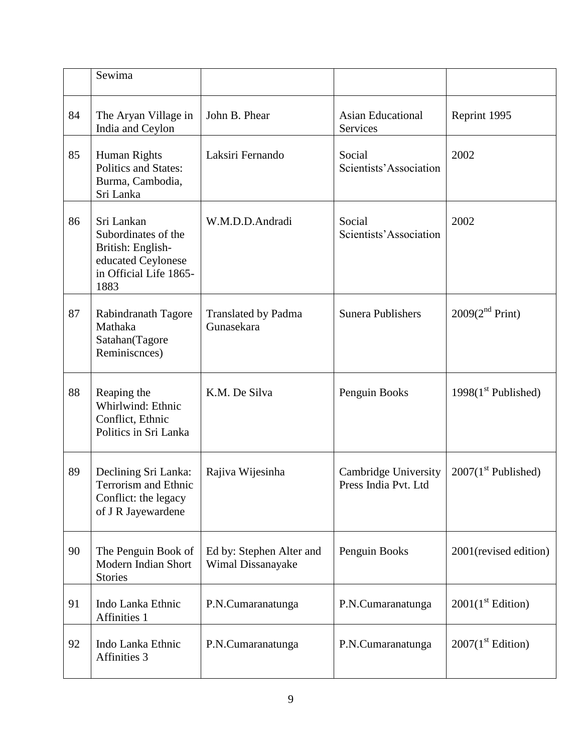| | | | | |
|---|---|---|---|---|
| | Sewima | | | |
| 84 | The Aryan Village in India and Ceylon | John B. Phear | Asian Educational Services | Reprint 1995 |
| 85 | Human Rights Politics and States: Burma, Cambodia, Sri Lanka | Laksiri Fernando | Social Scientists'Association | 2002 |
| 86 | Sri Lankan Subordinates of the British: English-educated Ceylonese in Official Life 1865-1883 | W.M.D.D.Andradi | Social Scientists'Association | 2002 |
| 87 | Rabindranath Tagore Mathaka Satahan(Tagore Reminiscnces) | Translated by Padma Gunasekara | Sunera Publishers | 2009(2nd Print) |
| 88 | Reaping the Whirlwind: Ethnic Conflict, Ethnic Politics in Sri Lanka | K.M. De Silva | Penguin Books | 1998(1st Published) |
| 89 | Declining Sri Lanka: Terrorism and Ethnic Conflict: the legacy of J R Jayewardene | Rajiva Wijesinha | Cambridge University Press India Pvt. Ltd | 2007(1st Published) |
| 90 | The Penguin Book of Modern Indian Short Stories | Ed by: Stephen Alter and Wimal Dissanayake | Penguin Books | 2001(revised edition) |
| 91 | Indo Lanka Ethnic Affinities 1 | P.N.Cumaranatunga | P.N.Cumaranatunga | 2001(1st Edition) |
| 92 | Indo Lanka Ethnic Affinities 3 | P.N.Cumaranatunga | P.N.Cumaranatunga | 2007(1st Edition) |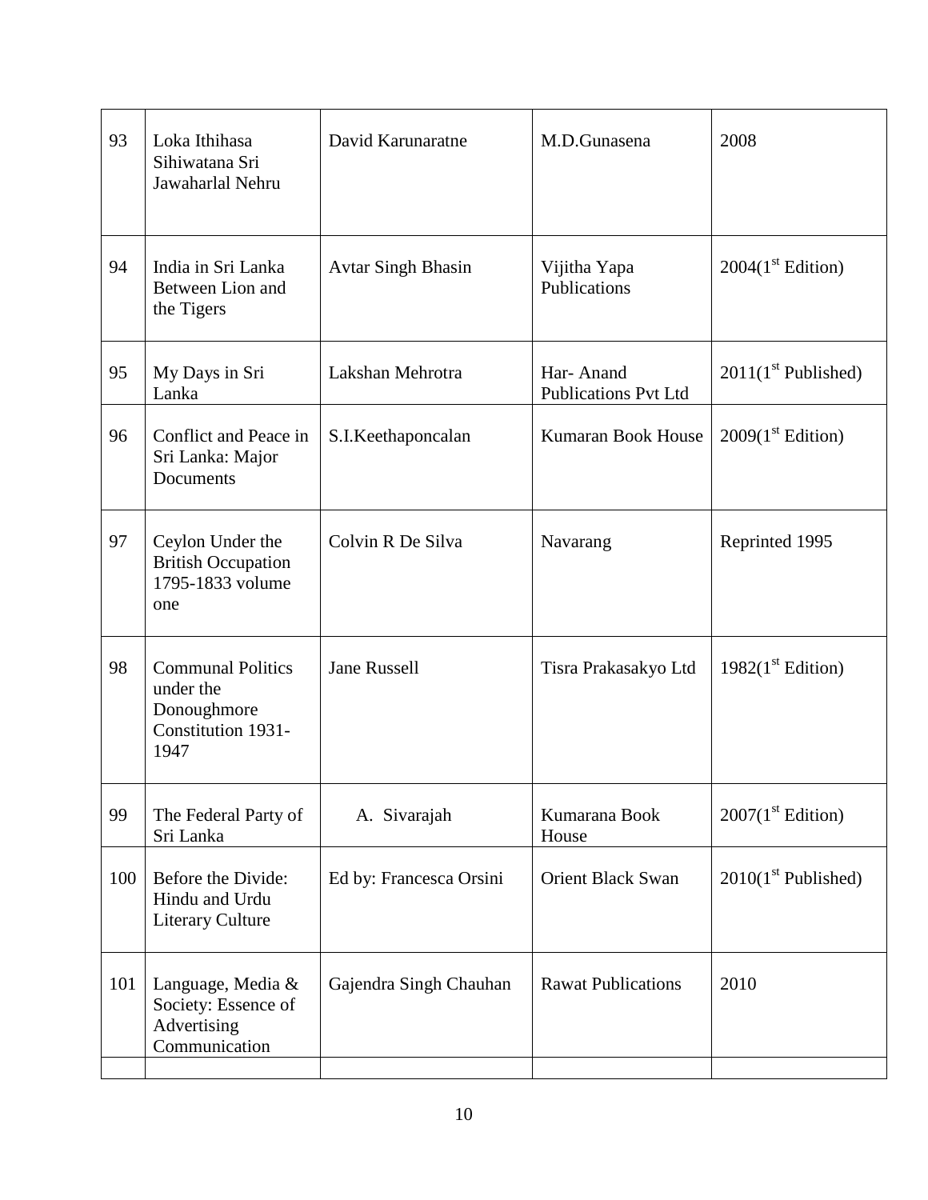| | | | | |
|---|---|---|---|---|
| 93 | Loka Ithihasa Sihiwatana Sri Jawaharlal Nehru | David Karunaratne | M.D.Gunasena | 2008 |
| 94 | India in Sri Lanka Between Lion and the Tigers | Avtar Singh Bhasin | Vijitha Yapa Publications | 2004(1st Edition) |
| 95 | My Days in Sri Lanka | Lakshan Mehrotra | Har- Anand Publications Pvt Ltd | 2011(1st Published) |
| 96 | Conflict and Peace in Sri Lanka: Major Documents | S.I.Keethaponcalan | Kumaran Book House | 2009(1st Edition) |
| 97 | Ceylon Under the British Occupation 1795-1833 volume one | Colvin R De Silva | Navarang | Reprinted 1995 |
| 98 | Communal Politics under the Donoughmore Constitution 1931-1947 | Jane Russell | Tisra Prakasakyo Ltd | 1982(1st Edition) |
| 99 | The Federal Party of Sri Lanka | A. Sivarajah | Kumarana Book House | 2007(1st Edition) |
| 100 | Before the Divide: Hindu and Urdu Literary Culture | Ed by: Francesca Orsini | Orient Black Swan | 2010(1st Published) |
| 101 | Language, Media & Society: Essence of Advertising Communication | Gajendra Singh Chauhan | Rawat Publications | 2010 |
| | | | | |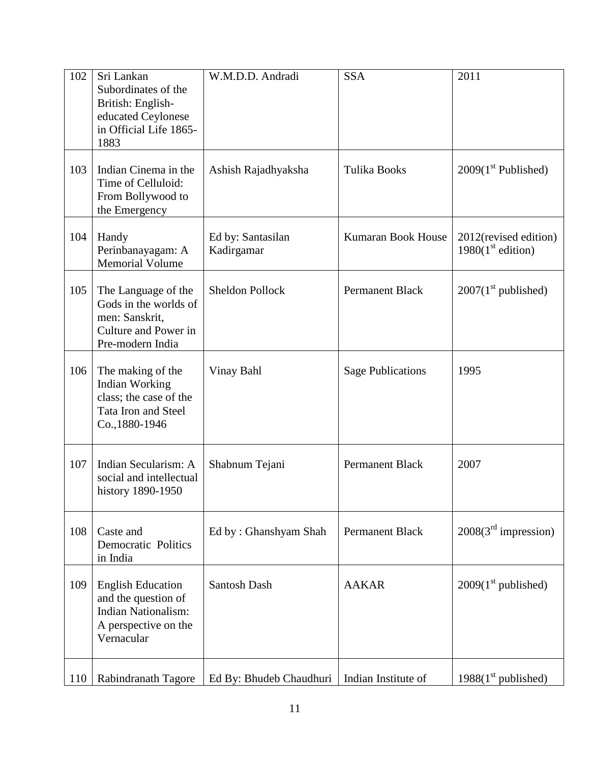| 102 | Sri Lankan Subordinates of the British: English-educated Ceylonese in Official Life 1865-1883 | W.M.D.D. Andradi | SSA | 2011 |
|---|---|---|---|---|
| 103 | Indian Cinema in the Time of Celluloid: From Bollywood to the Emergency | Ashish Rajadhyaksha | Tulika Books | 2009(1st Published) |
| 104 | Handy Perinbanayagam: A Memorial Volume | Ed by: Santasilan Kadirgamar | Kumaran Book House | 2012(revised edition) 1980(1st edition) |
| 105 | The Language of the Gods in the worlds of men: Sanskrit, Culture and Power in Pre-modern India | Sheldon Pollock | Permanent Black | 2007(1st published) |
| 106 | The making of the Indian Working class; the case of the Tata Iron and Steel Co.,1880-1946 | Vinay Bahl | Sage Publications | 1995 |
| 107 | Indian Secularism: A social and intellectual history 1890-1950 | Shabnum Tejani | Permanent Black | 2007 |
| 108 | Caste and Democratic Politics in India | Ed by : Ghanshyam Shah | Permanent Black | 2008(3rd impression) |
| 109 | English Education and the question of Indian Nationalism: A perspective on the Vernacular | Santosh Dash | AAKAR | 2009(1st published) |
| 110 | Rabindranath Tagore | Ed By: Bhudeb Chaudhuri | Indian Institute of | 1988(1st published) |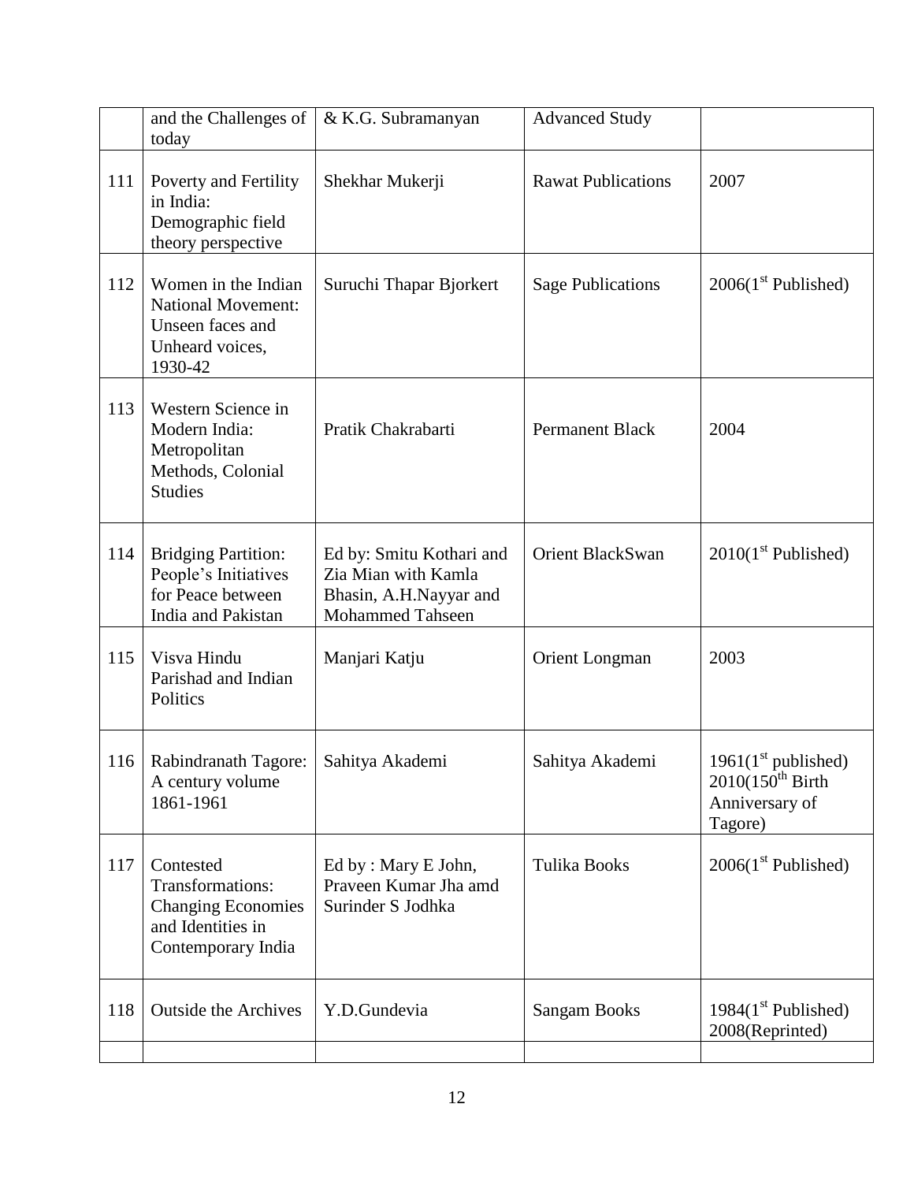| | and the Challenges of today | & K.G. Subramanyan | Advanced Study | |
|---|---|---|---|---|
| 111 | Poverty and Fertility in India: Demographic field theory perspective | Shekhar Mukerji | Rawat Publications | 2007 |
| 112 | Women in the Indian National Movement: Unseen faces and Unheard voices, 1930-42 | Suruchi Thapar Bjorkert | Sage Publications | 2006(1st Published) |
| 113 | Western Science in Modern India: Metropolitan Methods, Colonial Studies | Pratik Chakrabarti | Permanent Black | 2004 |
| 114 | Bridging Partition: People's Initiatives for Peace between India and Pakistan | Ed by: Smitu Kothari and Zia Mian with Kamla Bhasin, A.H.Nayyar and Mohammed Tahseen | Orient BlackSwan | 2010(1st Published) |
| 115 | Visva Hindu Parishad and Indian Politics | Manjari Katju | Orient Longman | 2003 |
| 116 | Rabindranath Tagore: A century volume 1861-1961 | Sahitya Akademi | Sahitya Akademi | 1961(1st published) 2010(150th Birth Anniversary of Tagore) |
| 117 | Contested Transformations: Changing Economies and Identities in Contemporary India | Ed by : Mary E John, Praveen Kumar Jha amd Surinder S Jodhka | Tulika Books | 2006(1st Published) |
| 118 | Outside the Archives | Y.D.Gundevia | Sangam Books | 1984(1st Published) 2008(Reprinted) |
| | | | | |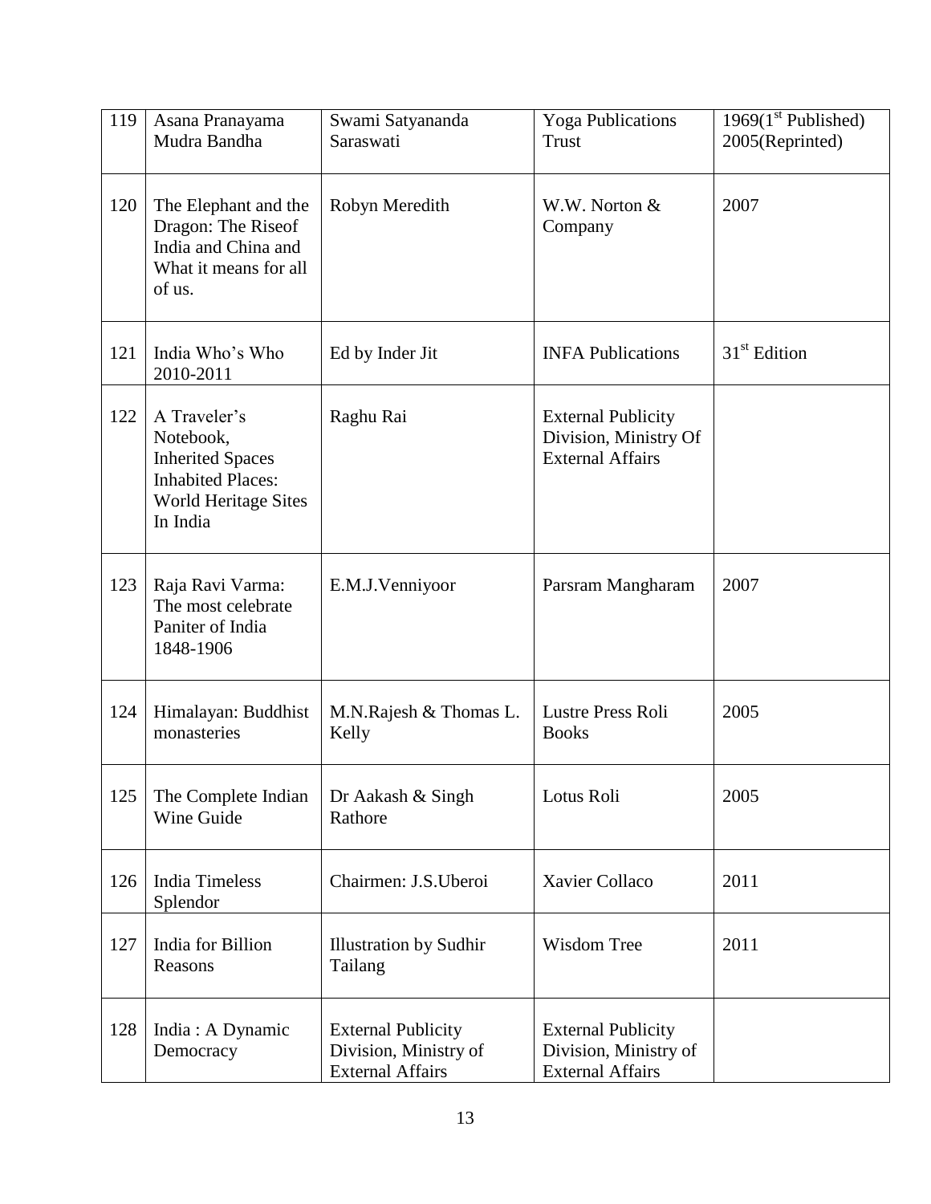| 119 | Asana Pranayama Mudra Bandha | Swami Satyananda Saraswati | Yoga Publications Trust | 1969(1st Published) 2005(Reprinted) |
|---|---|---|---|---|
| 120 | The Elephant and the Dragon: The Riseof India and China and What it means for all of us. | Robyn Meredith | W.W. Norton & Company | 2007 |
| 121 | India Who's Who 2010-2011 | Ed by Inder Jit | INFA Publications | 31st Edition |
| 122 | A Traveler's Notebook, Inherited Spaces Inhabited Places: World Heritage Sites In India | Raghu Rai | External Publicity Division, Ministry Of External Affairs | |
| 123 | Raja Ravi Varma: The most celebrate Paniter of India 1848-1906 | E.M.J.Venniyoor | Parsram Mangharam | 2007 |
| 124 | Himalayan: Buddhist monasteries | M.N.Rajesh & Thomas L. Kelly | Lustre Press Roli Books | 2005 |
| 125 | The Complete Indian Wine Guide | Dr Aakash & Singh Rathore | Lotus Roli | 2005 |
| 126 | India Timeless Splendor | Chairmen: J.S.Uberoi | Xavier Collaco | 2011 |
| 127 | India for Billion Reasons | Illustration by Sudhir Tailang | Wisdom Tree | 2011 |
| 128 | India : A Dynamic Democracy | External Publicity Division, Ministry of External Affairs | External Publicity Division, Ministry of External Affairs | |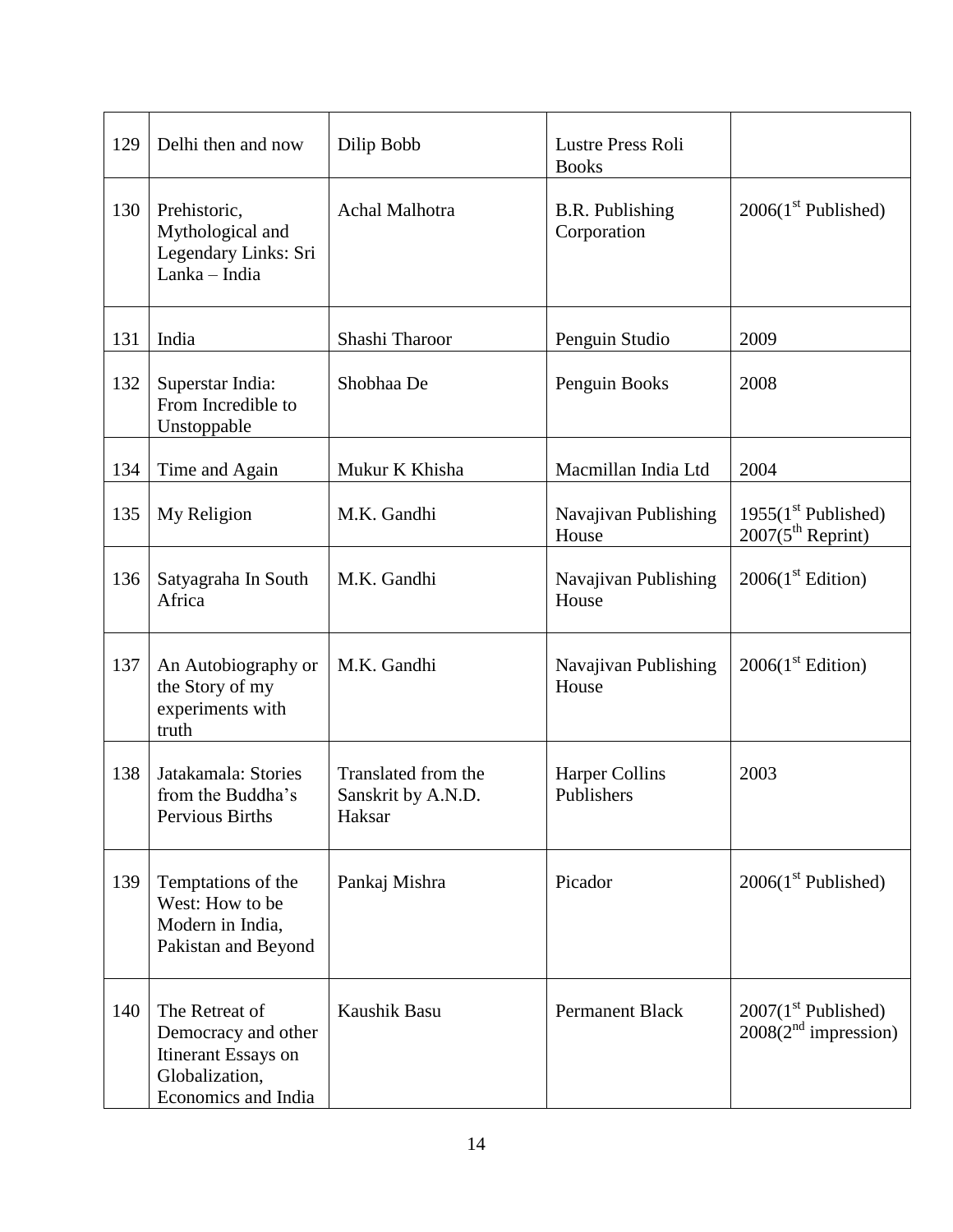| 129 | Delhi then and now | Dilip Bobb | Lustre Press Roli Books | |
|---|---|---|---|---|
| 130 | Prehistoric, Mythological and Legendary Links: Sri Lanka – India | Achal Malhotra | B.R. Publishing Corporation | 2006(1st Published) |
| 131 | India | Shashi Tharoor | Penguin Studio | 2009 |
| 132 | Superstar India: From Incredible to Unstoppable | Shobhaa De | Penguin Books | 2008 |
| 134 | Time and Again | Mukur K Khisha | Macmillan India Ltd | 2004 |
| 135 | My Religion | M.K. Gandhi | Navajivan Publishing House | 1955(1st Published) 2007(5th Reprint) |
| 136 | Satyagraha In South Africa | M.K. Gandhi | Navajivan Publishing House | 2006(1st Edition) |
| 137 | An Autobiography or the Story of my experiments with truth | M.K. Gandhi | Navajivan Publishing House | 2006(1st Edition) |
| 138 | Jatakamala: Stories from the Buddha's Pervious Births | Translated from the Sanskrit by A.N.D. Haksar | Harper Collins Publishers | 2003 |
| 139 | Temptations of the West: How to be Modern in India, Pakistan and Beyond | Pankaj Mishra | Picador | 2006(1st Published) |
| 140 | The Retreat of Democracy and other Itinerant Essays on Globalization, Economics and India | Kaushik Basu | Permanent Black | 2007(1st Published) 2008(2nd impression) |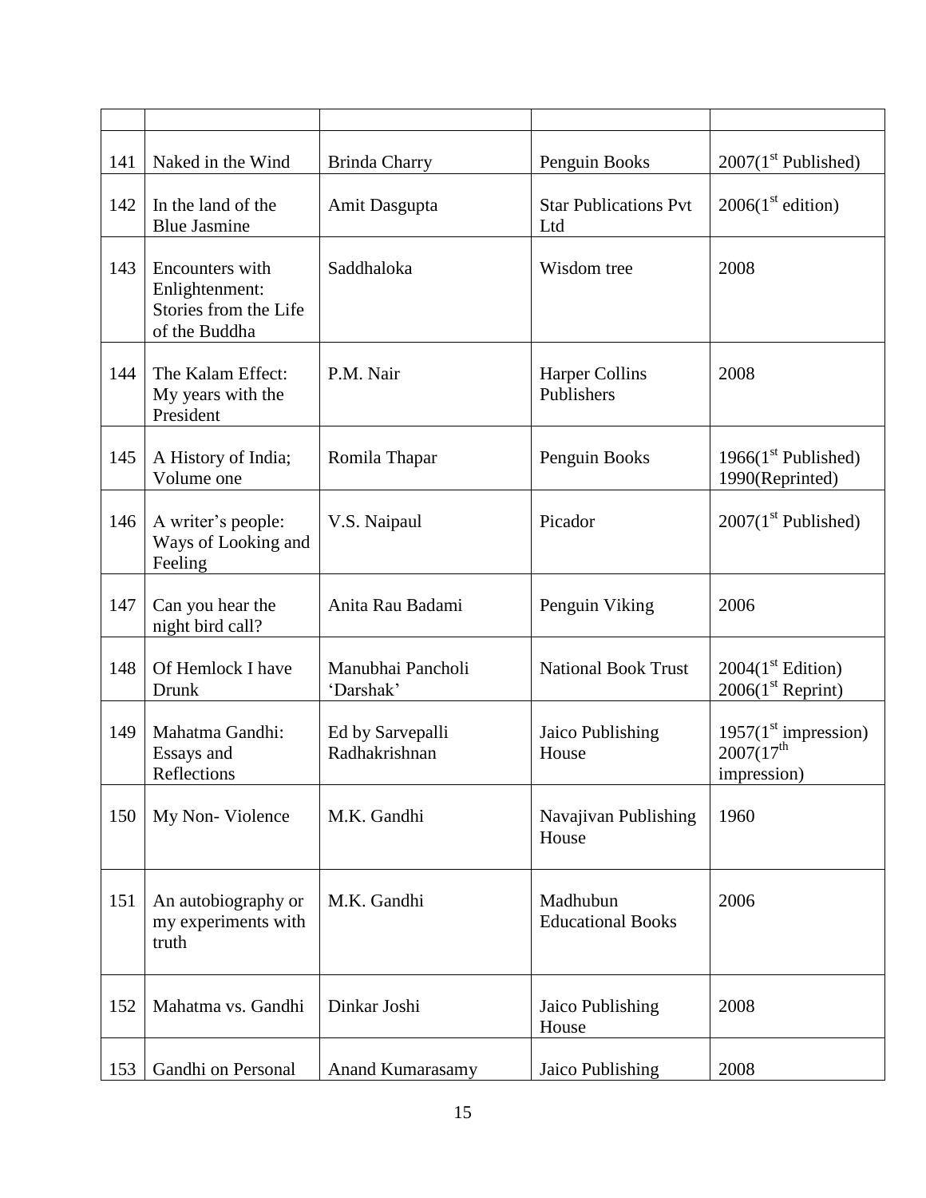| | | | | |
|---|---|---|---|---|
| 141 | Naked in the Wind | Brinda Charry | Penguin Books | 2007(1st Published) |
| 142 | In the land of the Blue Jasmine | Amit Dasgupta | Star Publications Pvt Ltd | 2006(1st edition) |
| 143 | Encounters with Enlightenment: Stories from the Life of the Buddha | Saddhaloka | Wisdom tree | 2008 |
| 144 | The Kalam Effect: My years with the President | P.M. Nair | Harper Collins Publishers | 2008 |
| 145 | A History of India; Volume one | Romila Thapar | Penguin Books | 1966(1st Published) 1990(Reprinted) |
| 146 | A writer's people: Ways of Looking and Feeling | V.S. Naipaul | Picador | 2007(1st Published) |
| 147 | Can you hear the night bird call? | Anita Rau Badami | Penguin Viking | 2006 |
| 148 | Of Hemlock I have Drunk | Manubhai Pancholi 'Darshak' | National Book Trust | 2004(1st Edition) 2006(1st Reprint) |
| 149 | Mahatma Gandhi: Essays and Reflections | Ed by Sarvepalli Radhakrishnan | Jaico Publishing House | 1957(1st impression) 2007(17th impression) |
| 150 | My Non- Violence | M.K. Gandhi | Navajivan Publishing House | 1960 |
| 151 | An autobiography or my experiments with truth | M.K. Gandhi | Madhubun Educational Books | 2006 |
| 152 | Mahatma vs. Gandhi | Dinkar Joshi | Jaico Publishing House | 2008 |
| 153 | Gandhi on Personal | Anand Kumarasamy | Jaico Publishing | 2008 |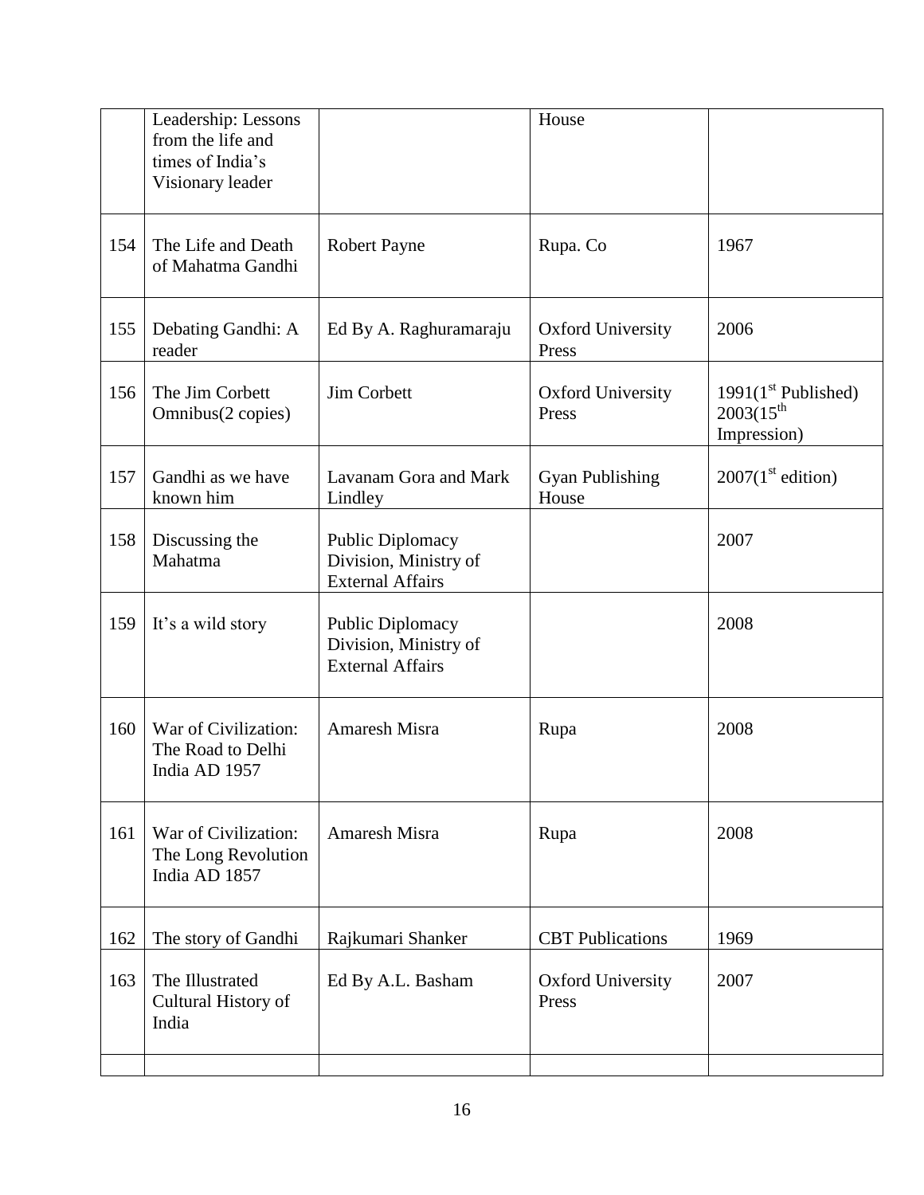| | | | | |
|---|---|---|---|---|
| | Leadership: Lessons from the life and times of India's Visionary leader | | House | |
| 154 | The Life and Death of Mahatma Gandhi | Robert Payne | Rupa. Co | 1967 |
| 155 | Debating Gandhi: A reader | Ed By A. Raghuramaraju | Oxford University Press | 2006 |
| 156 | The Jim Corbett Omnibus(2 copies) | Jim Corbett | Oxford University Press | 1991(1st Published) 2003(15th Impression) |
| 157 | Gandhi as we have known him | Lavanam Gora and Mark Lindley | Gyan Publishing House | 2007(1st edition) |
| 158 | Discussing the Mahatma | Public Diplomacy Division, Ministry of External Affairs | | 2007 |
| 159 | It's a wild story | Public Diplomacy Division, Ministry of External Affairs | | 2008 |
| 160 | War of Civilization: The Road to Delhi India AD 1957 | Amaresh Misra | Rupa | 2008 |
| 161 | War of Civilization: The Long Revolution India AD 1857 | Amaresh Misra | Rupa | 2008 |
| 162 | The story of Gandhi | Rajkumari Shanker | CBT Publications | 1969 |
| 163 | The Illustrated Cultural History of India | Ed By A.L. Basham | Oxford University Press | 2007 |
| | | | | |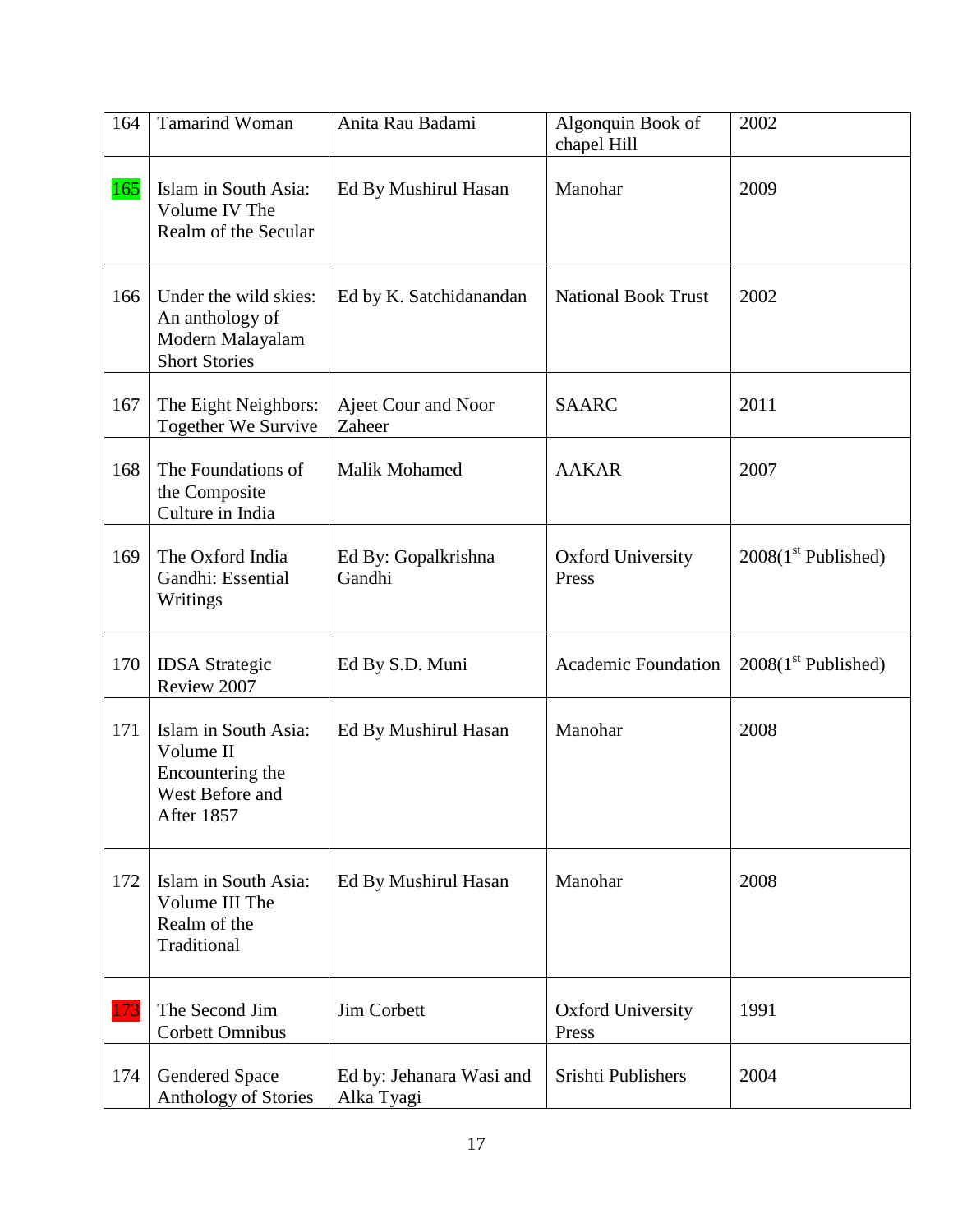| 164 | Tamarind Woman | Anita Rau Badami | Algonquin Book of chapel Hill | 2002 |
|---|---|---|---|---|
| 165 | Islam in South Asia: Volume IV The Realm of the Secular | Ed By Mushirul Hasan | Manohar | 2009 |
| 166 | Under the wild skies: An anthology of Modern Malayalam Short Stories | Ed by K. Satchidanandan | National Book Trust | 2002 |
| 167 | The Eight Neighbors: Together We Survive | Ajeet Cour and Noor Zaheer | SAARC | 2011 |
| 168 | The Foundations of the Composite Culture in India | Malik Mohamed | AAKAR | 2007 |
| 169 | The Oxford India Gandhi: Essential Writings | Ed By: Gopalkrishna Gandhi | Oxford University Press | 2008(1st Published) |
| 170 | IDSA Strategic Review 2007 | Ed By S.D. Muni | Academic Foundation | 2008(1st Published) |
| 171 | Islam in South Asia: Volume II Encountering the West Before and After 1857 | Ed By Mushirul Hasan | Manohar | 2008 |
| 172 | Islam in South Asia: Volume III The Realm of the Traditional | Ed By Mushirul Hasan | Manohar | 2008 |
| 173 | The Second Jim Corbett Omnibus | Jim Corbett | Oxford University Press | 1991 |
| 174 | Gendered Space Anthology of Stories | Ed by: Jehanara Wasi and Alka Tyagi | Srishti Publishers | 2004 |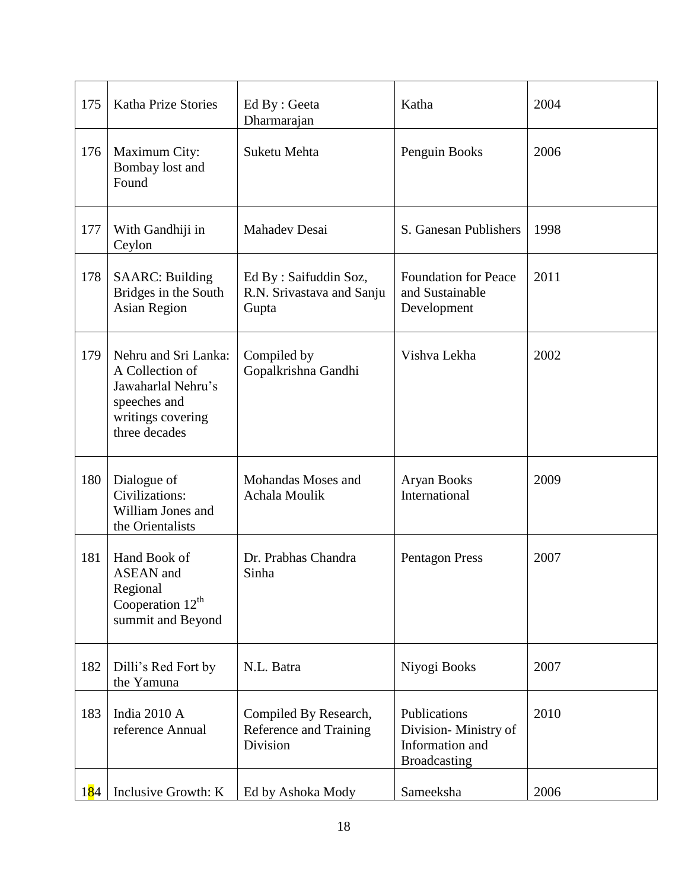| 175 | Katha Prize Stories | Ed By : Geeta Dharmarajan | Katha | 2004 |
|---|---|---|---|---|
| 176 | Maximum City: Bombay lost and Found | Suketu Mehta | Penguin Books | 2006 |
| 177 | With Gandhiji in Ceylon | Mahadev Desai | S. Ganesan Publishers | 1998 |
| 178 | SAARC: Building Bridges in the South Asian Region | Ed By : Saifuddin Soz, R.N. Srivastava and Sanju Gupta | Foundation for Peace and Sustainable Development | 2011 |
| 179 | Nehru and Sri Lanka: A Collection of Jawaharlal Nehru's speeches and writings covering three decades | Compiled by Gopalkrishna Gandhi | Vishva Lekha | 2002 |
| 180 | Dialogue of Civilizations: William Jones and the Orientalists | Mohandas Moses and Achala Moulik | Aryan Books International | 2009 |
| 181 | Hand Book of ASEAN and Regional Cooperation 12th summit and Beyond | Dr. Prabhas Chandra Sinha | Pentagon Press | 2007 |
| 182 | Dilli's Red Fort by the Yamuna | N.L. Batra | Niyogi Books | 2007 |
| 183 | India 2010 A reference Annual | Compiled By Research, Reference and Training Division | Publications Division- Ministry of Information and Broadcasting | 2010 |
| 184 | Inclusive Growth: K | Ed by Ashoka Mody | Sameeksha | 2006 |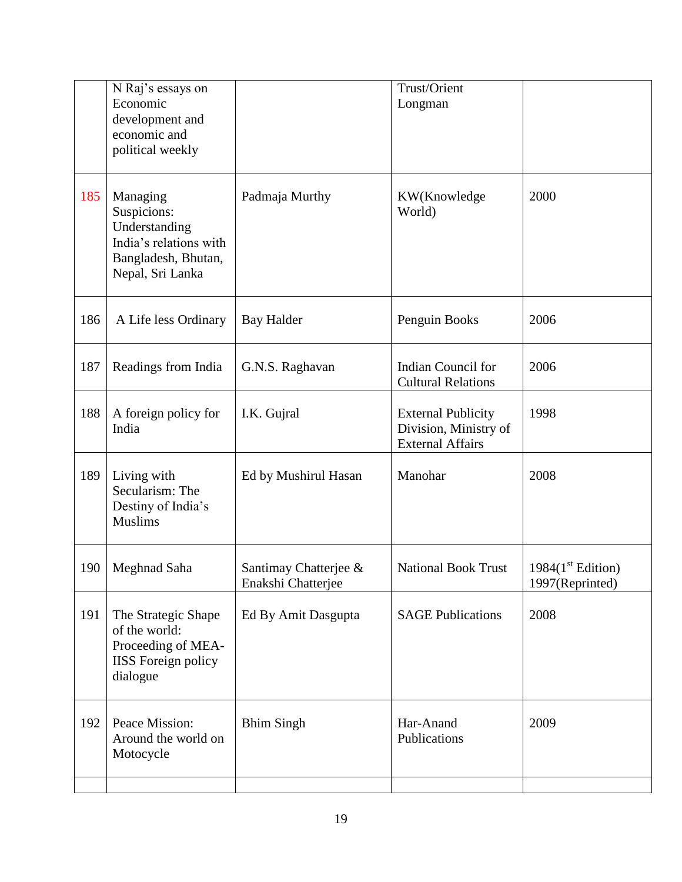| | | | | |
|---|---|---|---|---|
| | N Raj's essays on Economic development and economic and political weekly | | Trust/Orient Longman | |
| 185 | Managing Suspicions: Understanding India's relations with Bangladesh, Bhutan, Nepal, Sri Lanka | Padmaja Murthy | KW(Knowledge World) | 2000 |
| 186 | A Life less Ordinary | Bay Halder | Penguin Books | 2006 |
| 187 | Readings from India | G.N.S. Raghavan | Indian Council for Cultural Relations | 2006 |
| 188 | A foreign policy for India | I.K. Gujral | External Publicity Division, Ministry of External Affairs | 1998 |
| 189 | Living with Secularism: The Destiny of India's Muslims | Ed by Mushirul Hasan | Manohar | 2008 |
| 190 | Meghnad Saha | Santimay Chatterjee & Enakshi Chatterjee | National Book Trust | 1984(1st Edition) 1997(Reprinted) |
| 191 | The Strategic Shape of the world: Proceeding of MEA-IISS Foreign policy dialogue | Ed By Amit Dasgupta | SAGE Publications | 2008 |
| 192 | Peace Mission: Around the world on Motocycle | Bhim Singh | Har-Anand Publications | 2009 |
| | | | | |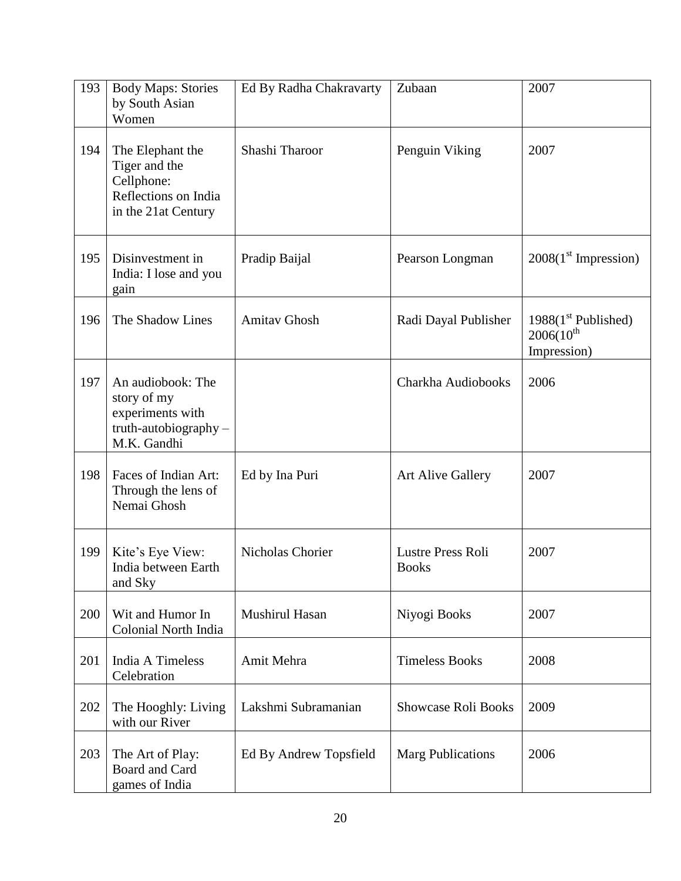| 193 | Body Maps: Stories by South Asian Women | Ed By Radha Chakravarty | Zubaan | 2007 |
|---|---|---|---|---|
| 194 | The Elephant the Tiger and the Cellphone: Reflections on India in the 21at Century | Shashi Tharoor | Penguin Viking | 2007 |
| 195 | Disinvestment in India: I lose and you gain | Pradip Baijal | Pearson Longman | 2008(1st Impression) |
| 196 | The Shadow Lines | Amitav Ghosh | Radi Dayal Publisher | 1988(1st Published) 2006(10th Impression) |
| 197 | An audiobook: The story of my experiments with truth-autobiography – M.K. Gandhi | | Charkha Audiobooks | 2006 |
| 198 | Faces of Indian Art: Through the lens of Nemai Ghosh | Ed by Ina Puri | Art Alive Gallery | 2007 |
| 199 | Kite's Eye View: India between Earth and Sky | Nicholas Chorier | Lustre Press Roli Books | 2007 |
| 200 | Wit and Humor In Colonial North India | Mushirul Hasan | Niyogi Books | 2007 |
| 201 | India A Timeless Celebration | Amit Mehra | Timeless Books | 2008 |
| 202 | The Hooghly: Living with our River | Lakshmi Subramanian | Showcase Roli Books | 2009 |
| 203 | The Art of Play: Board and Card games of India | Ed By Andrew Topsfield | Marg Publications | 2006 |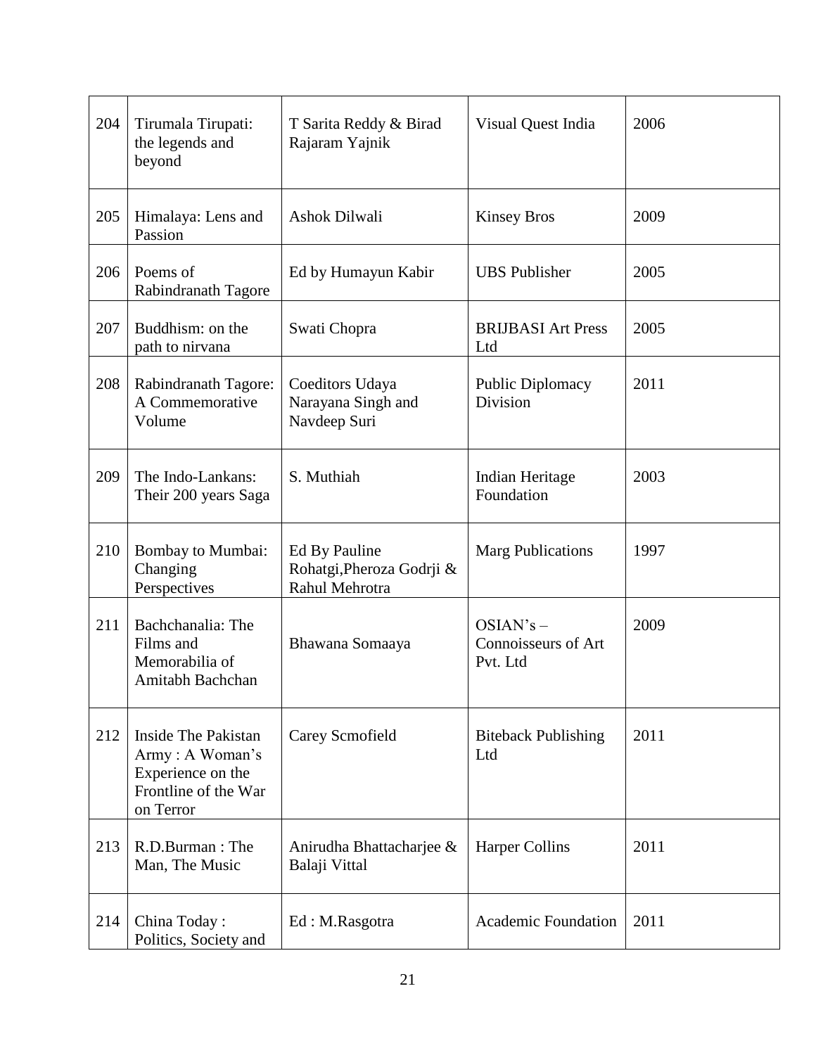| 204 | Tirumala Tirupati: the legends and beyond | T Sarita Reddy & Birad Rajaram Yajnik | Visual Quest India | 2006 |
|---|---|---|---|---|
| 205 | Himalaya: Lens and Passion | Ashok Dilwali | Kinsey Bros | 2009 |
| 206 | Poems of Rabindranath Tagore | Ed by Humayun Kabir | UBS Publisher | 2005 |
| 207 | Buddhism: on the path to nirvana | Swati Chopra | BRIJBASI Art Press Ltd | 2005 |
| 208 | Rabindranath Tagore: A Commemorative Volume | Coeditors Udaya Narayana Singh and Navdeep Suri | Public Diplomacy Division | 2011 |
| 209 | The Indo-Lankans: Their 200 years Saga | S. Muthiah | Indian Heritage Foundation | 2003 |
| 210 | Bombay to Mumbai: Changing Perspectives | Ed By Pauline Rohatgi,Pheroza Godrji & Rahul Mehrotra | Marg Publications | 1997 |
| 211 | Bachchanalia: The Films and Memorabilia of Amitabh Bachchan | Bhawana Somaaya | OSIAN's – Connoisseurs of Art Pvt. Ltd | 2009 |
| 212 | Inside The Pakistan Army : A Woman's Experience on the Frontline of the War on Terror | Carey Scmofield | Biteback Publishing Ltd | 2011 |
| 213 | R.D.Burman : The Man, The Music | Anirudha Bhattacharjee & Balaji Vittal | Harper Collins | 2011 |
| 214 | China Today : Politics, Society and | Ed : M.Rasgotra | Academic Foundation | 2011 |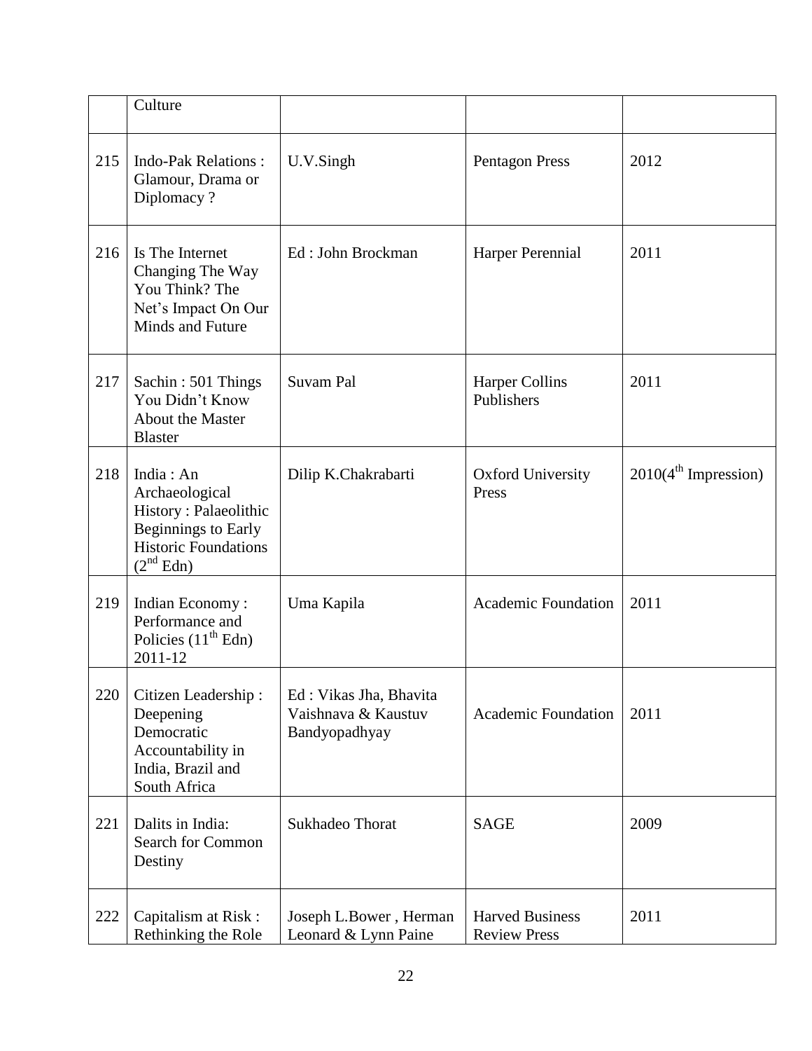| | Culture | | | |
|---|---|---|---|---|
| 215 | Indo-Pak Relations : Glamour, Drama or Diplomacy ? | U.V.Singh | Pentagon Press | 2012 |
| 216 | Is The Internet Changing The Way You Think? The Net's Impact On Our Minds and Future | Ed : John Brockman | Harper Perennial | 2011 |
| 217 | Sachin : 501 Things You Didn't Know About the Master Blaster | Suvam Pal | Harper Collins Publishers | 2011 |
| 218 | India : An Archaeological History : Palaeolithic Beginnings to Early Historic Foundations ($2^{nd}$ Edn) | Dilip K.Chakrabarti | Oxford University Press | 2010($4^{th}$ Impression) |
| 219 | Indian Economy : Performance and Policies ($11^{th}$ Edn) 2011-12 | Uma Kapila | Academic Foundation | 2011 |
| 220 | Citizen Leadership : Deepening Democratic Accountability in India, Brazil and South Africa | Ed : Vikas Jha, Bhavita Vaishnava & Kaustuv Bandyopadhyay | Academic Foundation | 2011 |
| 221 | Dalits in India: Search for Common Destiny | Sukhadeo Thorat | SAGE | 2009 |
| 222 | Capitalism at Risk : Rethinking the Role | Joseph L.Bower , Herman Leonard & Lynn Paine | Harved Business Review Press | 2011 |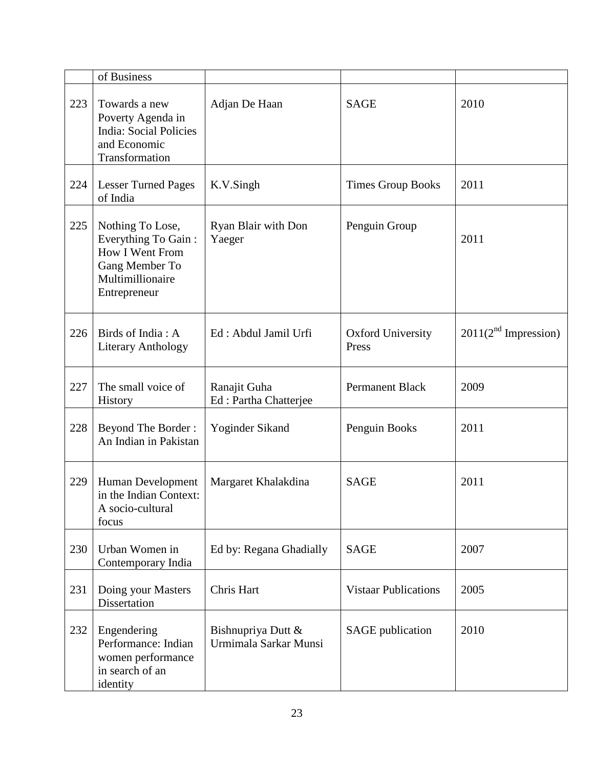| | | | | |
|---|---|---|---|---|
| | of Business | | | |
| 223 | Towards a new Poverty Agenda in India: Social Policies and Economic Transformation | Adjan De Haan | SAGE | 2010 |
| 224 | Lesser Turned Pages of India | K.V.Singh | Times Group Books | 2011 |
| 225 | Nothing To Lose, Everything To Gain : How I Went From Gang Member To Multimillionaire Entrepreneur | Ryan Blair with Don Yaeger | Penguin Group | 2011 |
| 226 | Birds of India : A Literary Anthology | Ed : Abdul Jamil Urfi | Oxford University Press | 2011(2nd Impression) |
| 227 | The small voice of History | Ranajit Guha Ed : Partha Chatterjee | Permanent Black | 2009 |
| 228 | Beyond The Border : An Indian in Pakistan | Yoginder Sikand | Penguin Books | 2011 |
| 229 | Human Development in the Indian Context: A socio-cultural focus | Margaret Khalakdina | SAGE | 2011 |
| 230 | Urban Women in Contemporary India | Ed by: Regana Ghadially | SAGE | 2007 |
| 231 | Doing your Masters Dissertation | Chris Hart | Vistaar Publications | 2005 |
| 232 | Engendering Performance: Indian women performance in search of an identity | Bishnupriya Dutt & Urmimala Sarkar Munsi | SAGE publication | 2010 |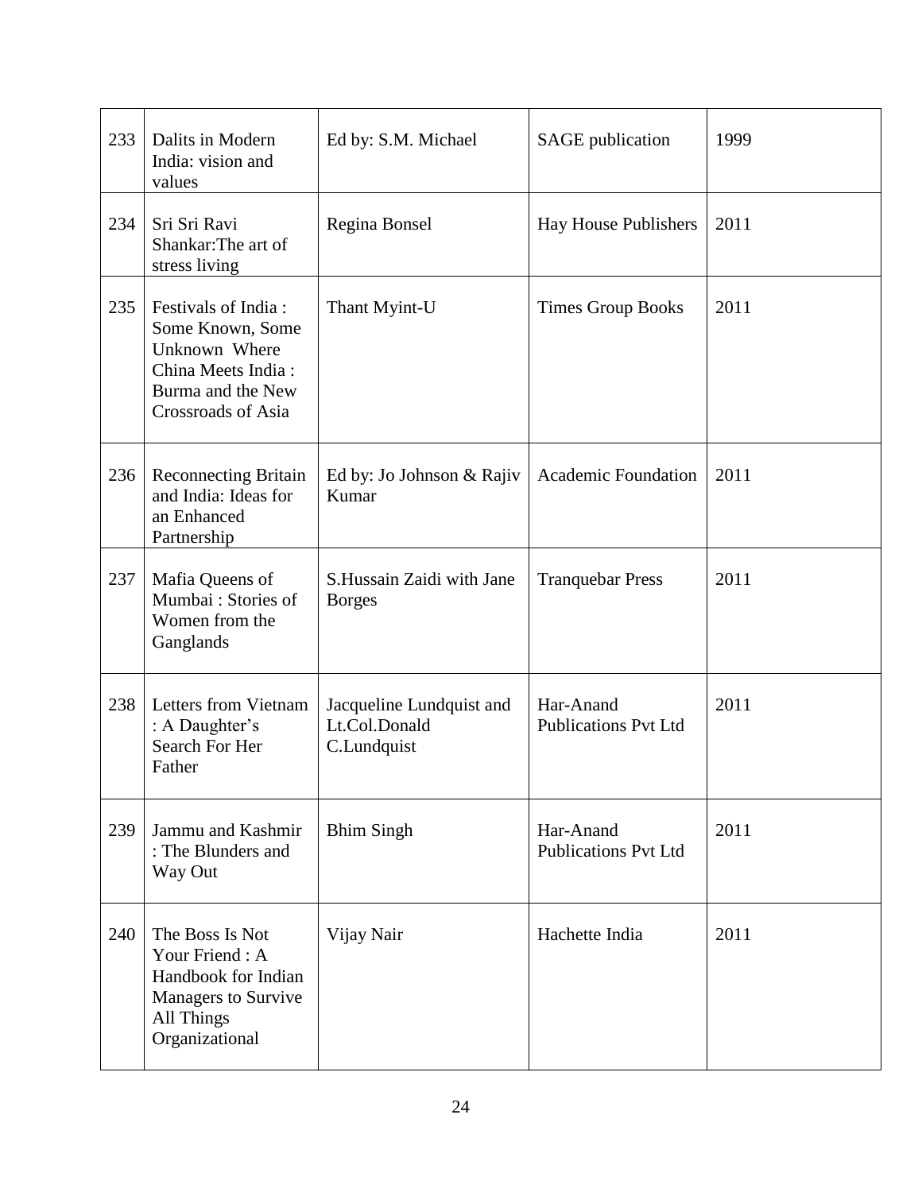| 233 | Dalits in Modern India: vision and values | Ed by: S.M. Michael | SAGE publication | 1999 |
|---|---|---|---|---|
| 234 | Sri Sri Ravi Shankar:The art of stress living | Regina Bonsel | Hay House Publishers | 2011 |
| 235 | Festivals of India : Some Known, Some Unknown Where China Meets India : Burma and the New Crossroads of Asia | Thant Myint-U | Times Group Books | 2011 |
| 236 | Reconnecting Britain and India: Ideas for an Enhanced Partnership | Ed by: Jo Johnson & Rajiv Kumar | Academic Foundation | 2011 |
| 237 | Mafia Queens of Mumbai : Stories of Women from the Ganglands | S.Hussain Zaidi with Jane Borges | Tranquebar Press | 2011 |
| 238 | Letters from Vietnam : A Daughter's Search For Her Father | Jacqueline Lundquist and Lt.Col.Donald C.Lundquist | Har-Anand Publications Pvt Ltd | 2011 |
| 239 | Jammu and Kashmir : The Blunders and Way Out | Bhim Singh | Har-Anand Publications Pvt Ltd | 2011 |
| 240 | The Boss Is Not Your Friend : A Handbook for Indian Managers to Survive All Things Organizational | Vijay Nair | Hachette India | 2011 |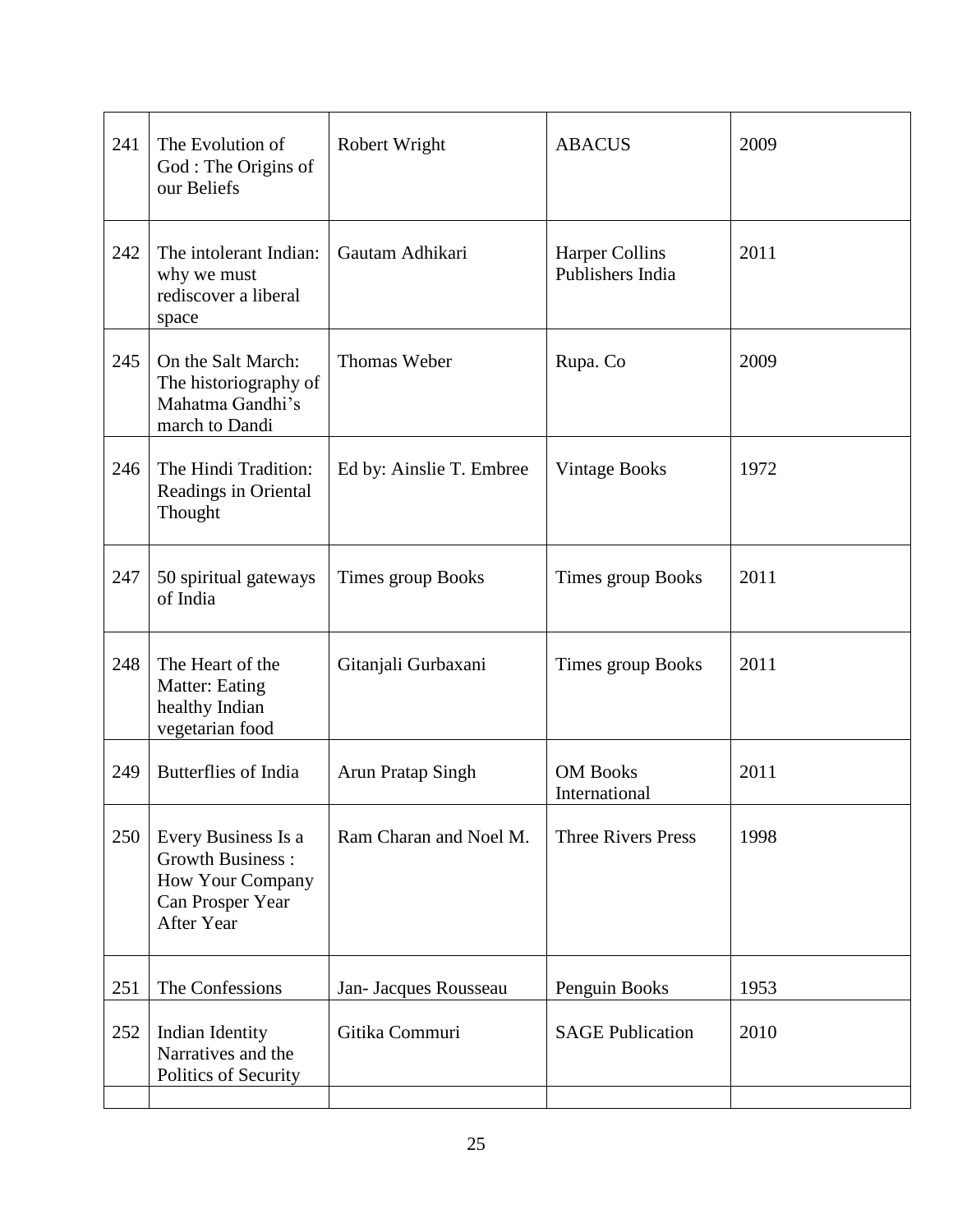| 241 | The Evolution of God : The Origins of our Beliefs | Robert Wright | ABACUS | 2009 |
|---|---|---|---|---|
| 242 | The intolerant Indian: why we must rediscover a liberal space | Gautam Adhikari | Harper Collins Publishers India | 2011 |
| 245 | On the Salt March: The historiography of Mahatma Gandhi's march to Dandi | Thomas Weber | Rupa. Co | 2009 |
| 246 | The Hindi Tradition: Readings in Oriental Thought | Ed by: Ainslie T. Embree | Vintage Books | 1972 |
| 247 | 50 spiritual gateways of India | Times group Books | Times group Books | 2011 |
| 248 | The Heart of the Matter: Eating healthy Indian vegetarian food | Gitanjali Gurbaxani | Times group Books | 2011 |
| 249 | Butterflies of India | Arun Pratap Singh | OM Books International | 2011 |
| 250 | Every Business Is a Growth Business : How Your Company Can Prosper Year After Year | Ram Charan and Noel M. | Three Rivers Press | 1998 |
| 251 | The Confessions | Jan- Jacques Rousseau | Penguin Books | 1953 |
| 252 | Indian Identity Narratives and the Politics of Security | Gitika Commuri | SAGE Publication | 2010 |
| | | | | |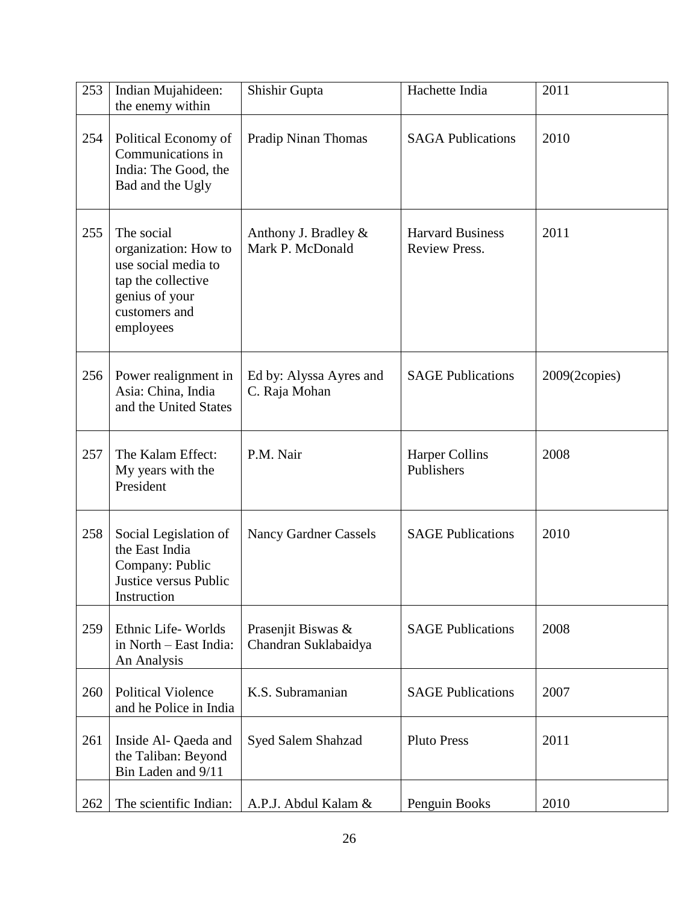| 253 | Indian Mujahideen: the enemy within | Shishir Gupta | Hachette India | 2011 |
|---|---|---|---|---|
| 254 | Political Economy of Communications in India: The Good, the Bad and the Ugly | Pradip Ninan Thomas | SAGA Publications | 2010 |
| 255 | The social organization: How to use social media to tap the collective genius of your customers and employees | Anthony J. Bradley & Mark P. McDonald | Harvard Business Review Press. | 2011 |
| 256 | Power realignment in Asia: China, India and the United States | Ed by: Alyssa Ayres and C. Raja Mohan | SAGE Publications | 2009(2copies) |
| 257 | The Kalam Effect: My years with the President | P.M. Nair | Harper Collins Publishers | 2008 |
| 258 | Social Legislation of the East India Company: Public Justice versus Public Instruction | Nancy Gardner Cassels | SAGE Publications | 2010 |
| 259 | Ethnic Life- Worlds in North – East India: An Analysis | Prasenjit Biswas & Chandran Suklabaidya | SAGE Publications | 2008 |
| 260 | Political Violence and he Police in India | K.S. Subramanian | SAGE Publications | 2007 |
| 261 | Inside Al- Qaeda and the Taliban: Beyond Bin Laden and 9/11 | Syed Salem Shahzad | Pluto Press | 2011 |
| 262 | The scientific Indian: | A.P.J. Abdul Kalam & | Penguin Books | 2010 |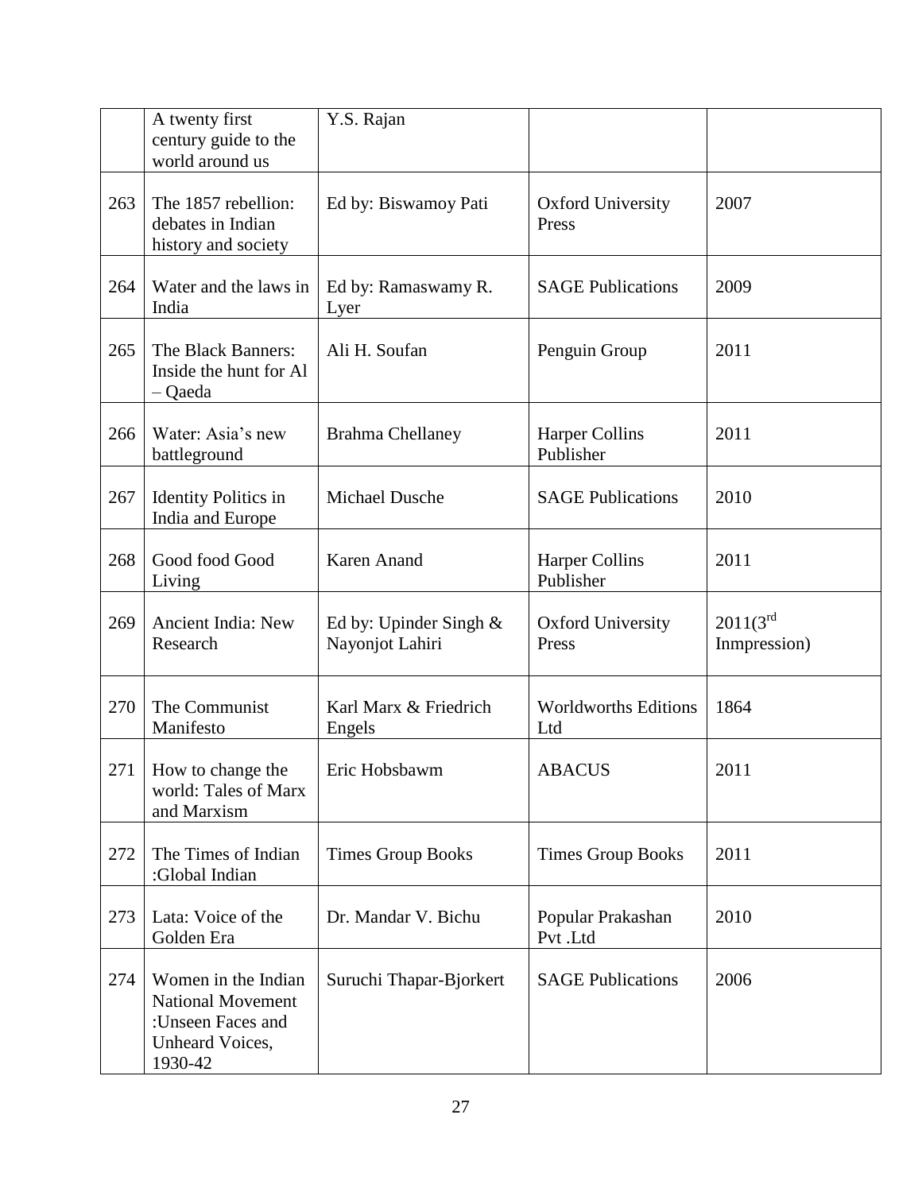| | | | | |
|---|---|---|---|---|
| | A twenty first century guide to the world around us | Y.S. Rajan | | |
| 263 | The 1857 rebellion: debates in Indian history and society | Ed by: Biswamoy Pati | Oxford University Press | 2007 |
| 264 | Water and the laws in India | Ed by: Ramaswamy R. Lyer | SAGE Publications | 2009 |
| 265 | The Black Banners: Inside the hunt for Al – Qaeda | Ali H. Soufan | Penguin Group | 2011 |
| 266 | Water: Asia's new battleground | Brahma Chellaney | Harper Collins Publisher | 2011 |
| 267 | Identity Politics in India and Europe | Michael Dusche | SAGE Publications | 2010 |
| 268 | Good food Good Living | Karen Anand | Harper Collins Publisher | 2011 |
| 269 | Ancient India: New Research | Ed by: Upinder Singh & Nayonjot Lahiri | Oxford University Press | 2011(3rd Inmpression) |
| 270 | The Communist Manifesto | Karl Marx & Friedrich Engels | Worldworths Editions Ltd | 1864 |
| 271 | How to change the world: Tales of Marx and Marxism | Eric Hobsbawm | ABACUS | 2011 |
| 272 | The Times of Indian :Global Indian | Times Group Books | Times Group Books | 2011 |
| 273 | Lata: Voice of the Golden Era | Dr. Mandar V. Bichu | Popular Prakashan Pvt .Ltd | 2010 |
| 274 | Women in the Indian National Movement :Unseen Faces and Unheard Voices, 1930-42 | Suruchi Thapar-Bjorkert | SAGE Publications | 2006 |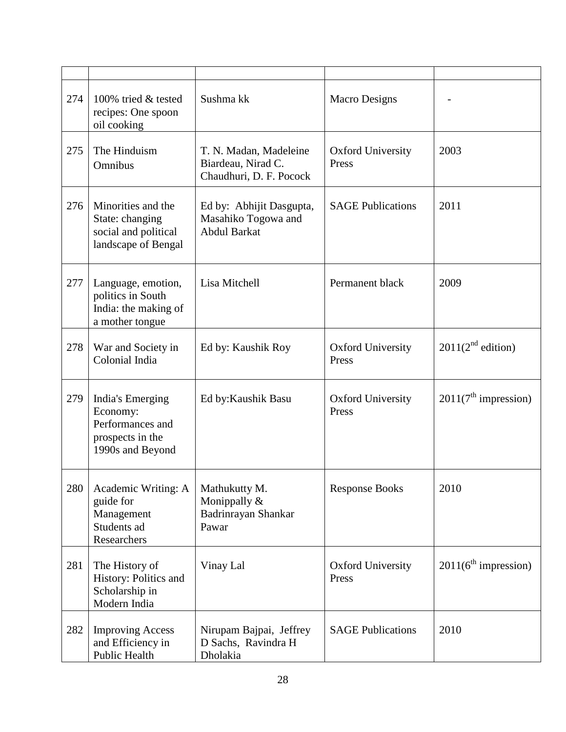| | | | | |
|---|---|---|---|---|
| 274 | 100% tried & tested recipes: One spoon oil cooking | Sushma kk | Macro Designs | - |
| 275 | The Hinduism Omnibus | T. N. Madan, Madeleine Biardeau, Nirad C. Chaudhuri, D. F. Pocock | Oxford University Press | 2003 |
| 276 | Minorities and the State: changing social and political landscape of Bengal | Ed by: Abhijit Dasgupta, Masahiko Togowa and Abdul Barkat | SAGE Publications | 2011 |
| 277 | Language, emotion, politics in South India: the making of a mother tongue | Lisa Mitchell | Permanent black | 2009 |
| 278 | War and Society in Colonial India | Ed by: Kaushik Roy | Oxford University Press | 2011(2nd edition) |
| 279 | India's Emerging Economy: Performances and prospects in the 1990s and Beyond | Ed by:Kaushik Basu | Oxford University Press | 2011(7th impression) |
| 280 | Academic Writing: A guide for Management Students ad Researchers | Mathukutty M. Monippally & Badrinrayan Shankar Pawar | Response Books | 2010 |
| 281 | The History of History: Politics and Scholarship in Modern India | Vinay Lal | Oxford University Press | 2011(6th impression) |
| 282 | Improving Access and Efficiency in Public Health | Nirupam Bajpai, Jeffrey D Sachs, Ravindra H Dholakia | SAGE Publications | 2010 |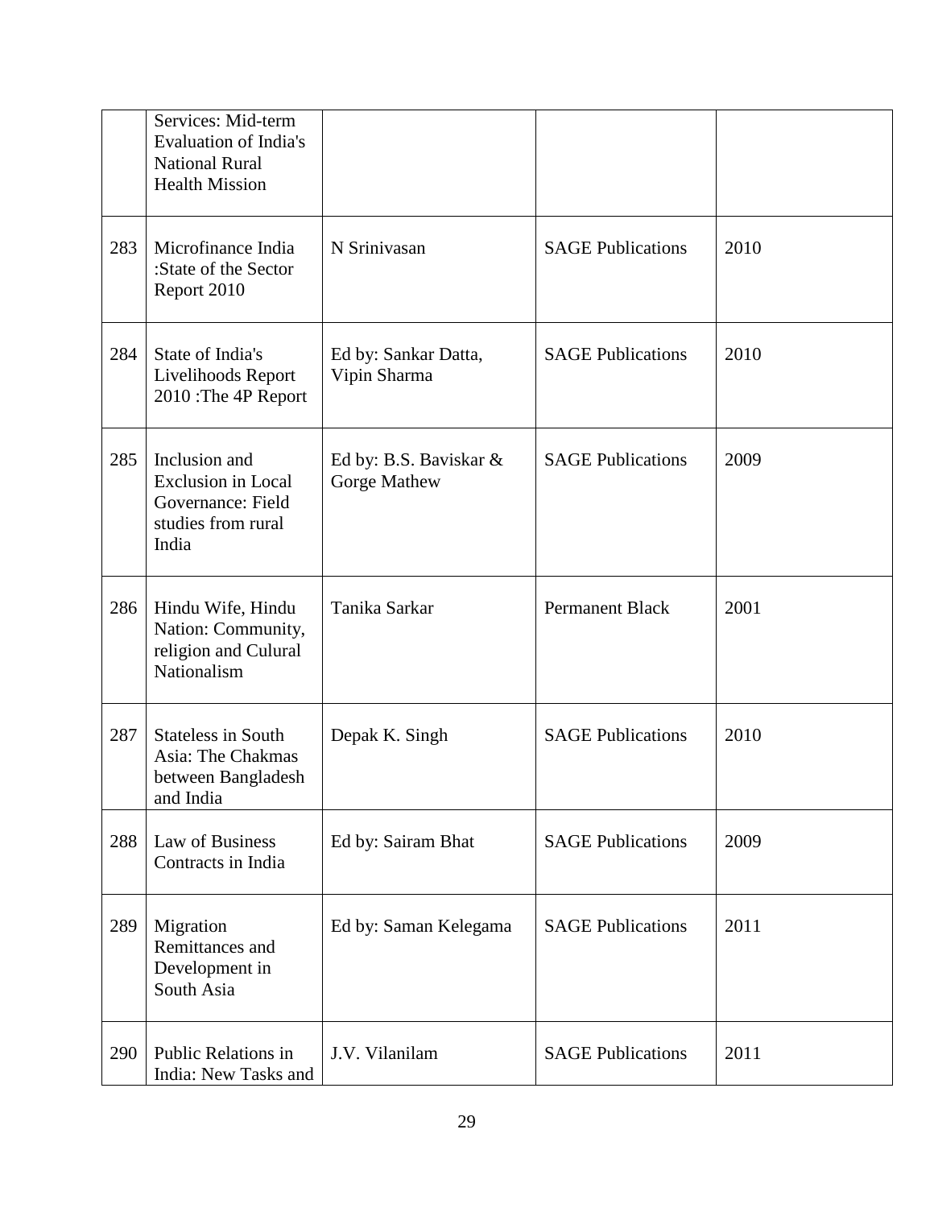| | | | | |
|---|---|---|---|---|
| | Services: Mid-term Evaluation of India's National Rural Health Mission | | | |
| 283 | Microfinance India :State of the Sector Report 2010 | N Srinivasan | SAGE Publications | 2010 |
| 284 | State of India's Livelihoods Report 2010 :The 4P Report | Ed by: Sankar Datta, Vipin Sharma | SAGE Publications | 2010 |
| 285 | Inclusion and Exclusion in Local Governance: Field studies from rural India | Ed by: B.S. Baviskar & Gorge Mathew | SAGE Publications | 2009 |
| 286 | Hindu Wife, Hindu Nation: Community, religion and Culural Nationalism | Tanika Sarkar | Permanent Black | 2001 |
| 287 | Stateless in South Asia: The Chakmas between Bangladesh and India | Depak K. Singh | SAGE Publications | 2010 |
| 288 | Law of Business Contracts in India | Ed by: Sairam Bhat | SAGE Publications | 2009 |
| 289 | Migration Remittances and Development in South Asia | Ed by: Saman Kelegama | SAGE Publications | 2011 |
| 290 | Public Relations in India: New Tasks and | J.V. Vilanilam | SAGE Publications | 2011 |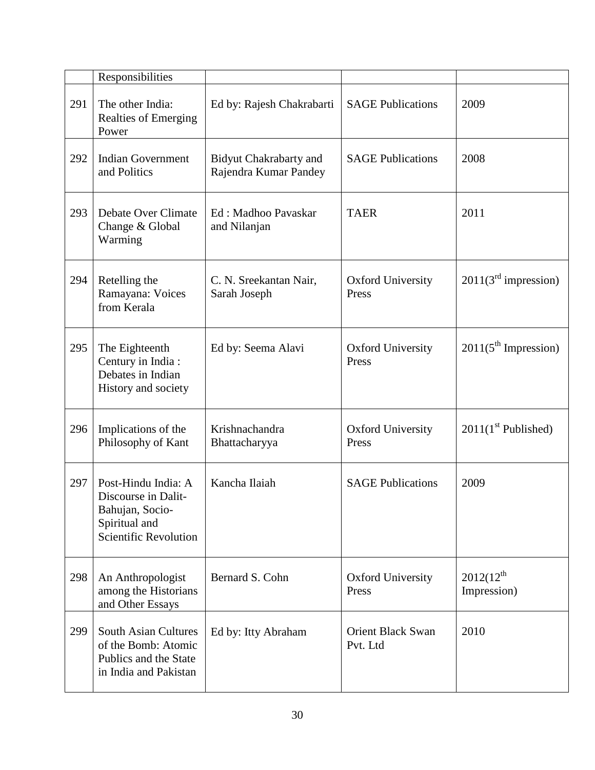| | | | | |
|---|---|---|---|---|
| | Responsibilities | | | |
| 291 | The other India: Realties of Emerging Power | Ed by: Rajesh Chakrabarti | SAGE Publications | 2009 |
| 292 | Indian Government and Politics | Bidyut Chakrabarty and Rajendra Kumar Pandey | SAGE Publications | 2008 |
| 293 | Debate Over Climate Change & Global Warming | Ed : Madhoo Pavaskar and Nilanjan | TAER | 2011 |
| 294 | Retelling the Ramayana: Voices from Kerala | C. N. Sreekantan Nair, Sarah Joseph | Oxford University Press | 2011(3rd impression) |
| 295 | The Eighteenth Century in India : Debates in Indian History and society | Ed by: Seema Alavi | Oxford University Press | 2011(5th Impression) |
| 296 | Implications of the Philosophy of Kant | Krishnachandra Bhattacharyya | Oxford University Press | 2011(1st Published) |
| 297 | Post-Hindu India: A Discourse in Dalit-Bahujan, Socio-Spiritual and Scientific Revolution | Kancha Ilaiah | SAGE Publications | 2009 |
| 298 | An Anthropologist among the Historians and Other Essays | Bernard S. Cohn | Oxford University Press | 2012(12th Impression) |
| 299 | South Asian Cultures of the Bomb: Atomic Publics and the State in India and Pakistan | Ed by: Itty Abraham | Orient Black Swan Pvt. Ltd | 2010 |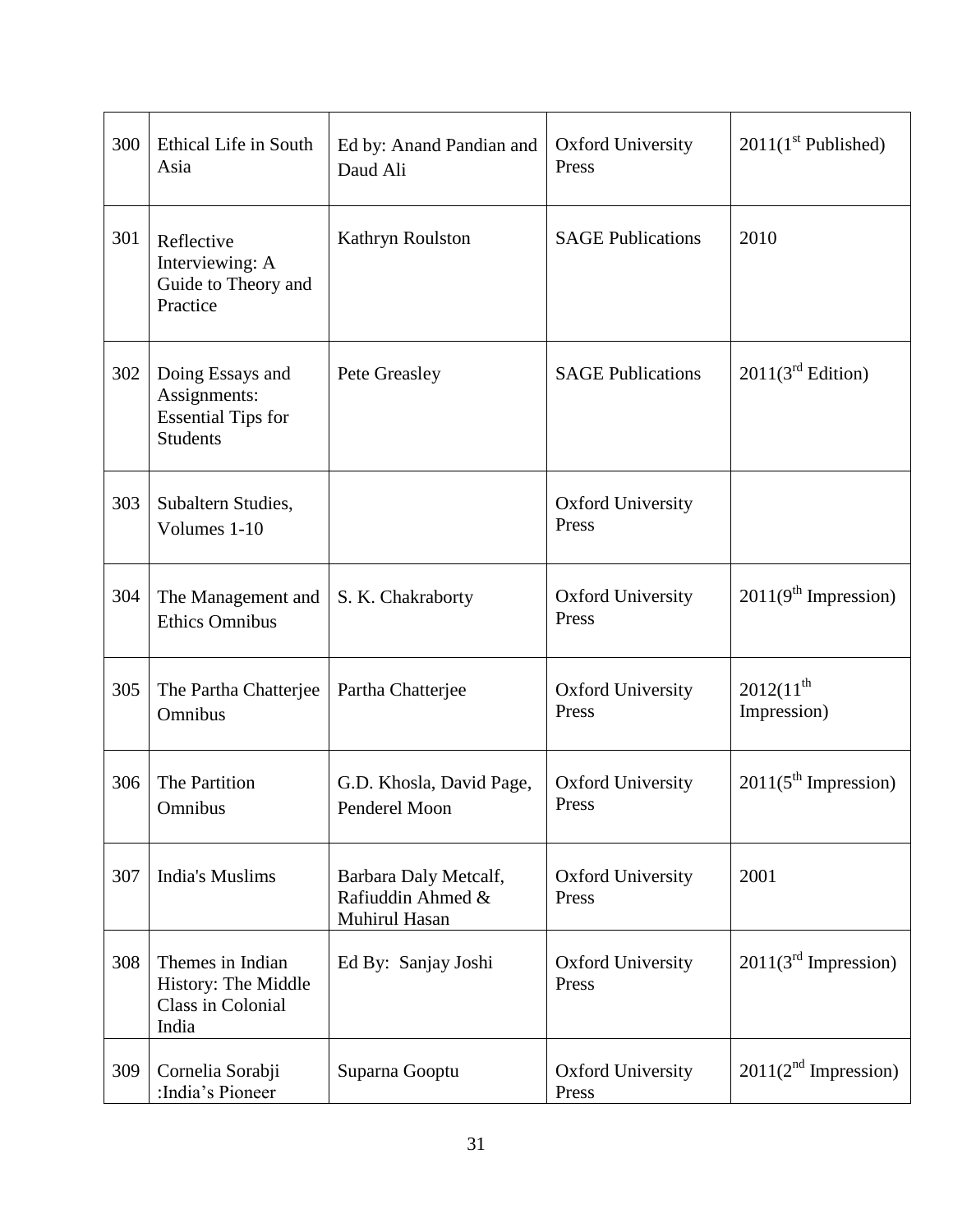| 300 | Ethical Life in South Asia | Ed by: Anand Pandian and Daud Ali | Oxford University Press | 2011(1st Published) |
|---|---|---|---|---|
| 301 | Reflective Interviewing: A Guide to Theory and Practice | Kathryn Roulston | SAGE Publications | 2010 |
| 302 | Doing Essays and Assignments: Essential Tips for Students | Pete Greasley | SAGE Publications | 2011(3rd Edition) |
| 303 | Subaltern Studies, Volumes 1-10 | | Oxford University Press | |
| 304 | The Management and Ethics Omnibus | S. K. Chakraborty | Oxford University Press | 2011(9th Impression) |
| 305 | The Partha Chatterjee Omnibus | Partha Chatterjee | Oxford University Press | 2012(11th Impression) |
| 306 | The Partition Omnibus | G.D. Khosla, David Page, Penderel Moon | Oxford University Press | 2011(5th Impression) |
| 307 | India's Muslims | Barbara Daly Metcalf, Rafiuddin Ahmed & Muhirul Hasan | Oxford University Press | 2001 |
| 308 | Themes in Indian History: The Middle Class in Colonial India | Ed By: Sanjay Joshi | Oxford University Press | 2011(3rd Impression) |
| 309 | Cornelia Sorabji :India's Pioneer | Suparna Gooptu | Oxford University Press | 2011(2nd Impression) |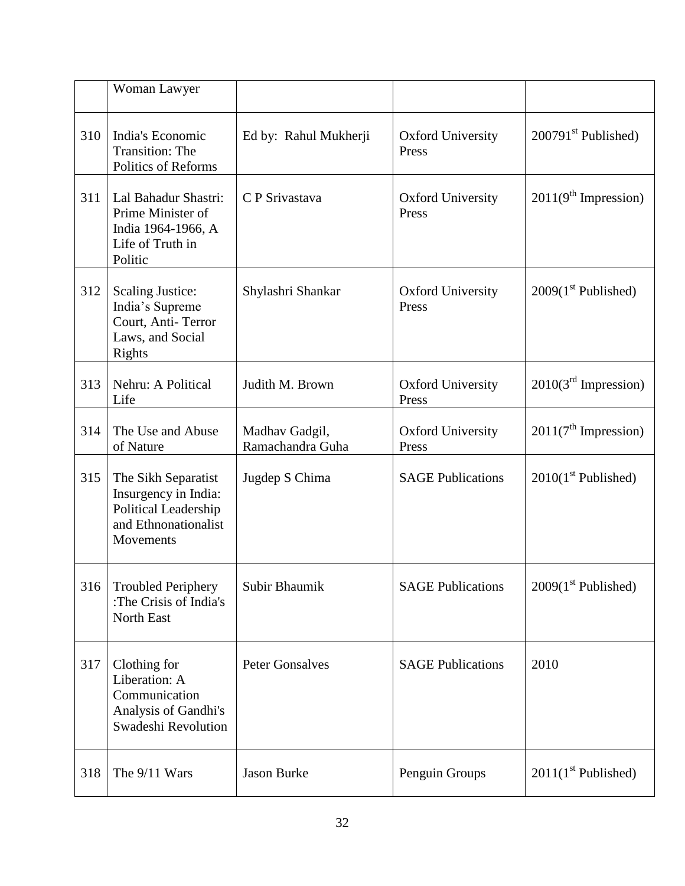|  | Woman Lawyer |  |  |  |
|---|---|---|---|---|
| 310 | India's Economic Transition: The Politics of Reforms | Ed by: Rahul Mukherji | Oxford University Press | 20079$^{st}$ Published) |
| 311 | Lal Bahadur Shastri: Prime Minister of India 1964-1966, A Life of Truth in Politic | C P Srivastava | Oxford University Press | 2011(9$^{th}$ Impression) |
| 312 | Scaling Justice: India's Supreme Court, Anti- Terror Laws, and Social Rights | Shylashri Shankar | Oxford University Press | 2009(1$^{st}$ Published) |
| 313 | Nehru: A Political Life | Judith M. Brown | Oxford University Press | 2010(3$^{rd}$ Impression) |
| 314 | The Use and Abuse of Nature | Madhav Gadgil, Ramachandra Guha | Oxford University Press | 2011(7$^{th}$ Impression) |
| 315 | The Sikh Separatist Insurgency in India: Political Leadership and Ethnonationalist Movements | Jugdep S Chima | SAGE Publications | 2010(1$^{st}$ Published) |
| 316 | Troubled Periphery :The Crisis of India's North East | Subir Bhaumik | SAGE Publications | 2009(1$^{st}$ Published) |
| 317 | Clothing for Liberation: A Communication Analysis of Gandhi's Swadeshi Revolution | Peter Gonsalves | SAGE Publications | 2010 |
| 318 | The 9/11 Wars | Jason Burke | Penguin Groups | 2011(1$^{st}$ Published) |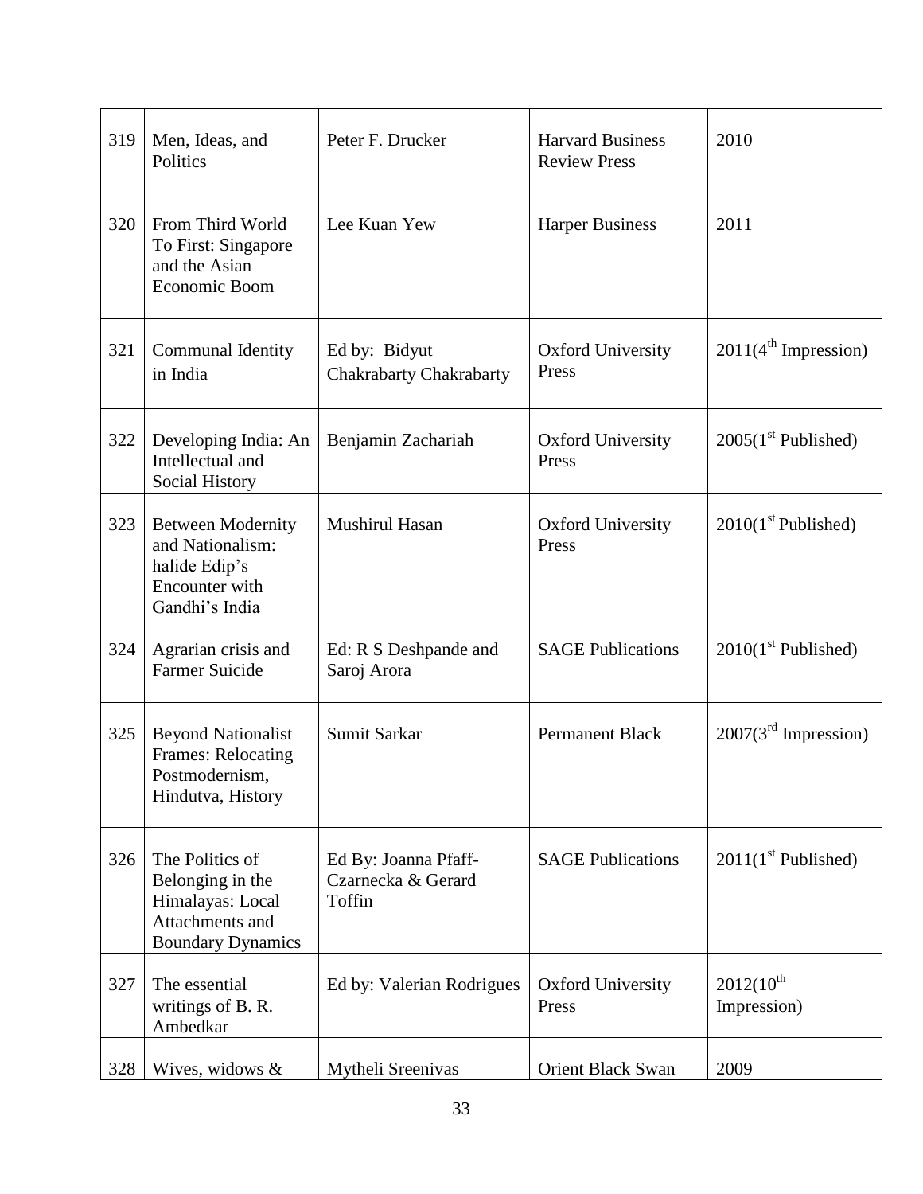| 319 | Men, Ideas, and Politics | Peter F. Drucker | Harvard Business Review Press | 2010 |
|---|---|---|---|---|
| 320 | From Third World To First: Singapore and the Asian Economic Boom | Lee Kuan Yew | Harper Business | 2011 |
| 321 | Communal Identity in India | Ed by: Bidyut Chakrabarty Chakrabarty | Oxford University Press | 2011(4th Impression) |
| 322 | Developing India: An Intellectual and Social History | Benjamin Zachariah | Oxford University Press | 2005(1st Published) |
| 323 | Between Modernity and Nationalism: halide Edip's Encounter with Gandhi's India | Mushirul Hasan | Oxford University Press | 2010(1st Published) |
| 324 | Agrarian crisis and Farmer Suicide | Ed: R S Deshpande and Saroj Arora | SAGE Publications | 2010(1st Published) |
| 325 | Beyond Nationalist Frames: Relocating Postmodernism, Hindutva, History | Sumit Sarkar | Permanent Black | 2007(3rd Impression) |
| 326 | The Politics of Belonging in the Himalayas: Local Attachments and Boundary Dynamics | Ed By: Joanna Pfaff-Czarnecka & Gerard Toffin | SAGE Publications | 2011(1st Published) |
| 327 | The essential writings of B. R. Ambedkar | Ed by: Valerian Rodrigues | Oxford University Press | 2012(10th Impression) |
| 328 | Wives, widows & | Mytheli Sreenivas | Orient Black Swan | 2009 |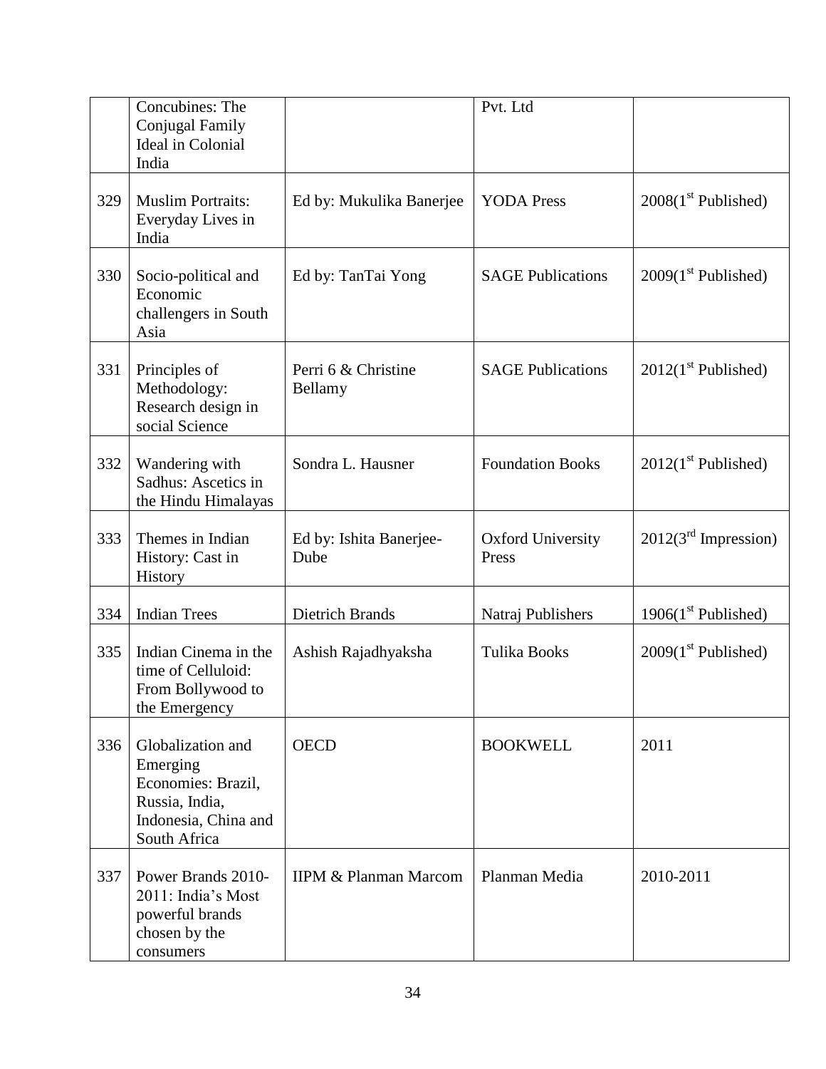| | Concubines: The Conjugal Family Ideal in Colonial India | | Pvt. Ltd | |
|---|---|---|---|---|
| 329 | Muslim Portraits: Everyday Lives in India | Ed by: Mukulika Banerjee | YODA Press | 2008(1st Published) |
| 330 | Socio-political and Economic challengers in South Asia | Ed by: TanTai Yong | SAGE Publications | 2009(1st Published) |
| 331 | Principles of Methodology: Research design in social Science | Perri 6 & Christine Bellamy | SAGE Publications | 2012(1st Published) |
| 332 | Wandering with Sadhus: Ascetics in the Hindu Himalayas | Sondra L. Hausner | Foundation Books | 2012(1st Published) |
| 333 | Themes in Indian History: Cast in History | Ed by: Ishita Banerjee-Dube | Oxford University Press | 2012(3rd Impression) |
| 334 | Indian Trees | Dietrich Brands | Natraj Publishers | 1906(1st Published) |
| 335 | Indian Cinema in the time of Celluloid: From Bollywood to the Emergency | Ashish Rajadhyaksha | Tulika Books | 2009(1st Published) |
| 336 | Globalization and Emerging Economies: Brazil, Russia, India, Indonesia, China and South Africa | OECD | BOOKWELL | 2011 |
| 337 | Power Brands 2010-2011: India's Most powerful brands chosen by the consumers | IIPM & Planman Marcom | Planman Media | 2010-2011 |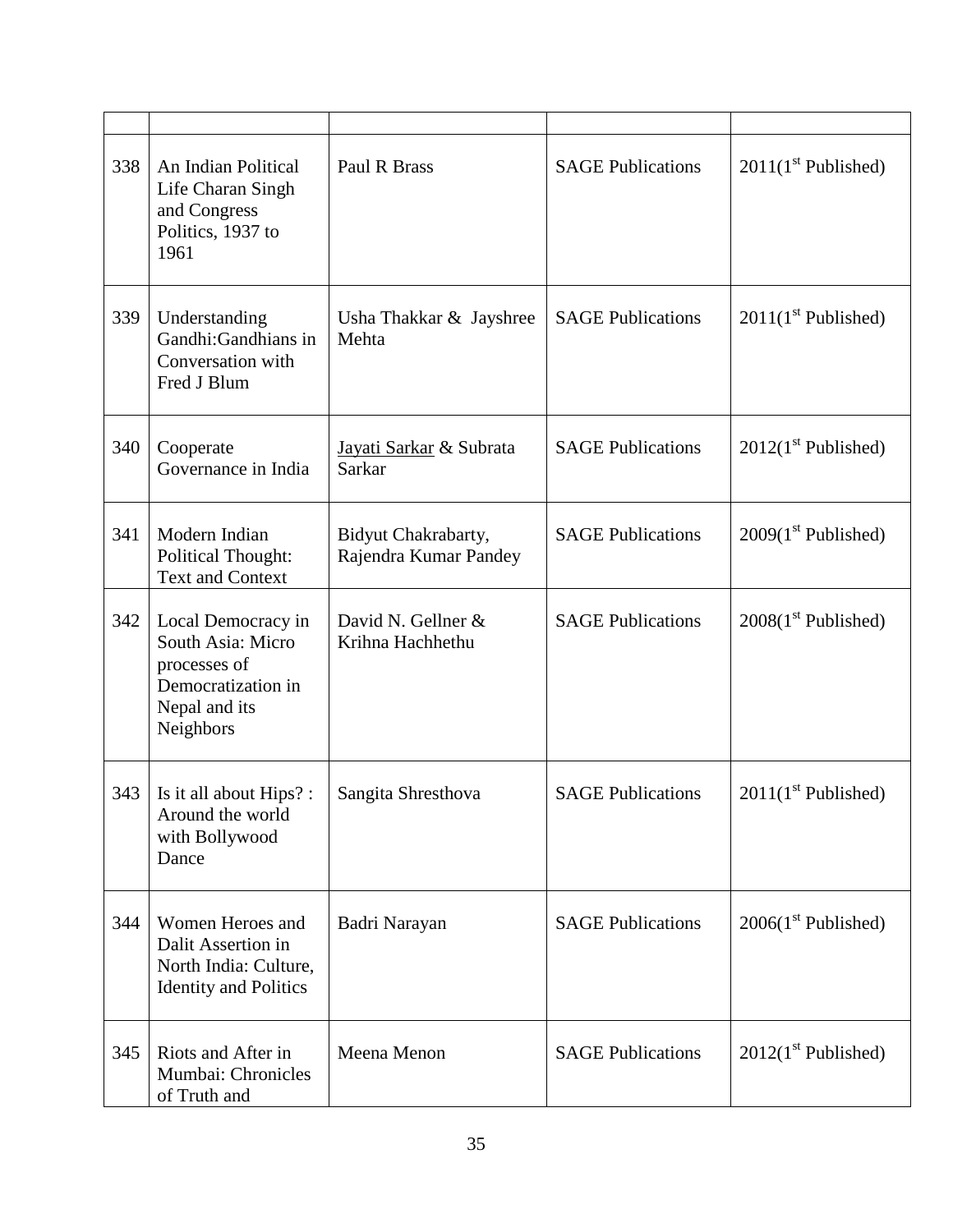| | | | | |
|---|---|---|---|---|
| 338 | An Indian Political Life Charan Singh and Congress Politics, 1937 to 1961 | Paul R Brass | SAGE Publications | 2011(1st Published) |
| 339 | Understanding Gandhi:Gandhians in Conversation with Fred J Blum | Usha Thakkar & Jayshree Mehta | SAGE Publications | 2011(1st Published) |
| 340 | Cooperate Governance in India | Jayati Sarkar & Subrata Sarkar | SAGE Publications | 2012(1st Published) |
| 341 | Modern Indian Political Thought: Text and Context | Bidyut Chakrabarty, Rajendra Kumar Pandey | SAGE Publications | 2009(1st Published) |
| 342 | Local Democracy in South Asia: Micro processes of Democratization in Nepal and its Neighbors | David N. Gellner & Krihna Hachhethu | SAGE Publications | 2008(1st Published) |
| 343 | Is it all about Hips? : Around the world with Bollywood Dance | Sangita Shresthova | SAGE Publications | 2011(1st Published) |
| 344 | Women Heroes and Dalit Assertion in North India: Culture, Identity and Politics | Badri Narayan | SAGE Publications | 2006(1st Published) |
| 345 | Riots and After in Mumbai: Chronicles of Truth and | Meena Menon | SAGE Publications | 2012(1st Published) |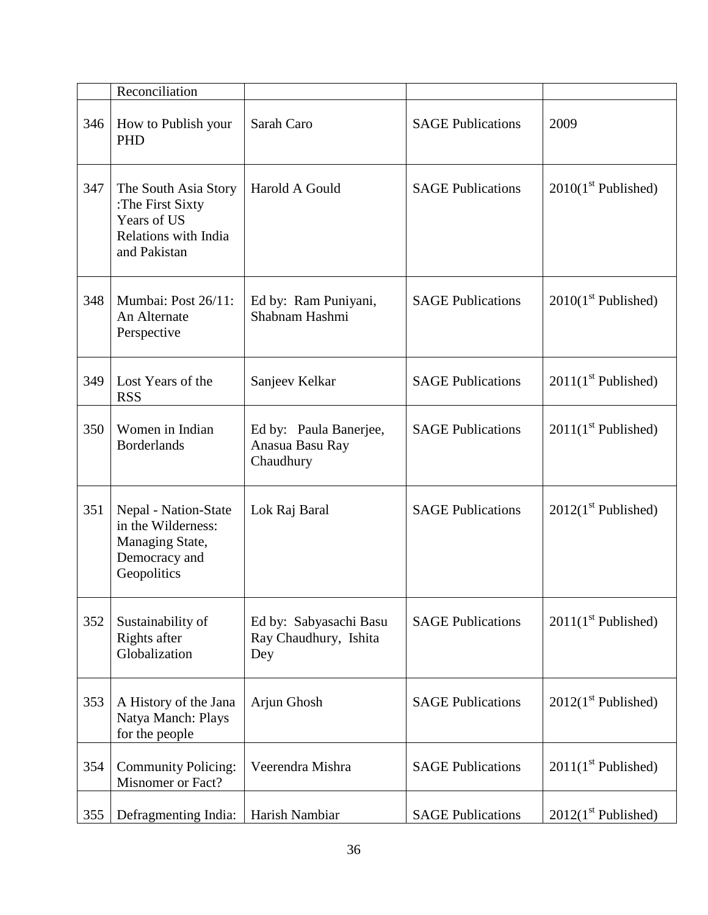| | Reconciliation | | | |
|---|---|---|---|---|
| 346 | How to Publish your PHD | Sarah Caro | SAGE Publications | 2009 |
| 347 | The South Asia Story :The First Sixty Years of US Relations with India and Pakistan | Harold A Gould | SAGE Publications | 2010(1st Published) |
| 348 | Mumbai: Post 26/11: An Alternate Perspective | Ed by: Ram Puniyani, Shabnam Hashmi | SAGE Publications | 2010(1st Published) |
| 349 | Lost Years of the RSS | Sanjeev Kelkar | SAGE Publications | 2011(1st Published) |
| 350 | Women in Indian Borderlands | Ed by: Paula Banerjee, Anasua Basu Ray Chaudhury | SAGE Publications | 2011(1st Published) |
| 351 | Nepal - Nation-State in the Wilderness: Managing State, Democracy and Geopolitics | Lok Raj Baral | SAGE Publications | 2012(1st Published) |
| 352 | Sustainability of Rights after Globalization | Ed by: Sabyasachi Basu Ray Chaudhury, Ishita Dey | SAGE Publications | 2011(1st Published) |
| 353 | A History of the Jana Natya Manch: Plays for the people | Arjun Ghosh | SAGE Publications | 2012(1st Published) |
| 354 | Community Policing: Misnomer or Fact? | Veerendra Mishra | SAGE Publications | 2011(1st Published) |
| 355 | Defragmenting India: | Harish Nambiar | SAGE Publications | 2012(1st Published) |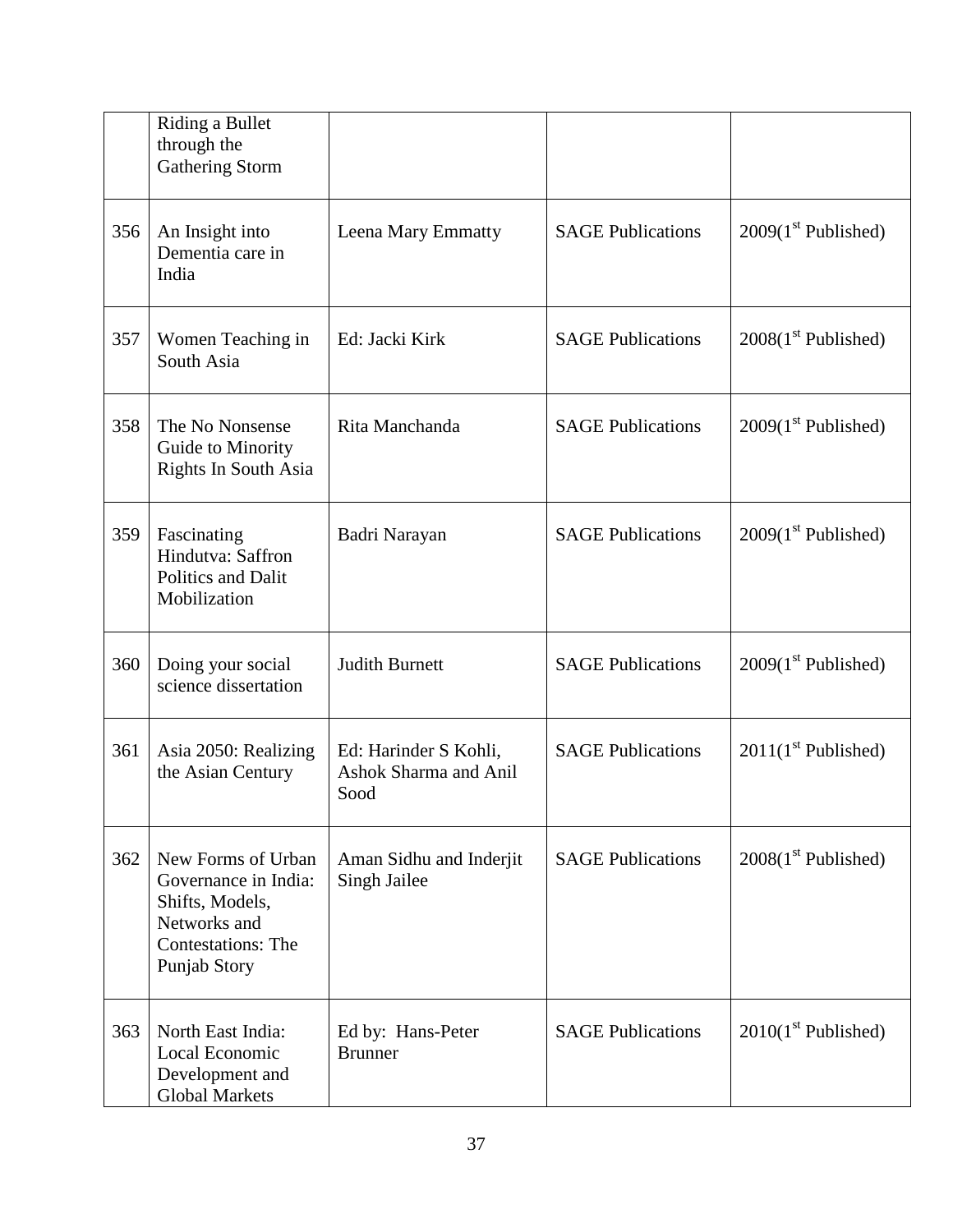| | | | | |
|---|---|---|---|---|
| | Riding a Bullet through the Gathering Storm | | | |
| 356 | An Insight into Dementia care in India | Leena Mary Emmatty | SAGE Publications | 2009(1st Published) |
| 357 | Women Teaching in South Asia | Ed: Jacki Kirk | SAGE Publications | 2008(1st Published) |
| 358 | The No Nonsense Guide to Minority Rights In South Asia | Rita Manchanda | SAGE Publications | 2009(1st Published) |
| 359 | Fascinating Hindutva: Saffron Politics and Dalit Mobilization | Badri Narayan | SAGE Publications | 2009(1st Published) |
| 360 | Doing your social science dissertation | Judith Burnett | SAGE Publications | 2009(1st Published) |
| 361 | Asia 2050: Realizing the Asian Century | Ed: Harinder S Kohli, Ashok Sharma and Anil Sood | SAGE Publications | 2011(1st Published) |
| 362 | New Forms of Urban Governance in India: Shifts, Models, Networks and Contestations: The Punjab Story | Aman Sidhu and Inderjit Singh Jailee | SAGE Publications | 2008(1st Published) |
| 363 | North East India: Local Economic Development and Global Markets | Ed by: Hans-Peter Brunner | SAGE Publications | 2010(1st Published) |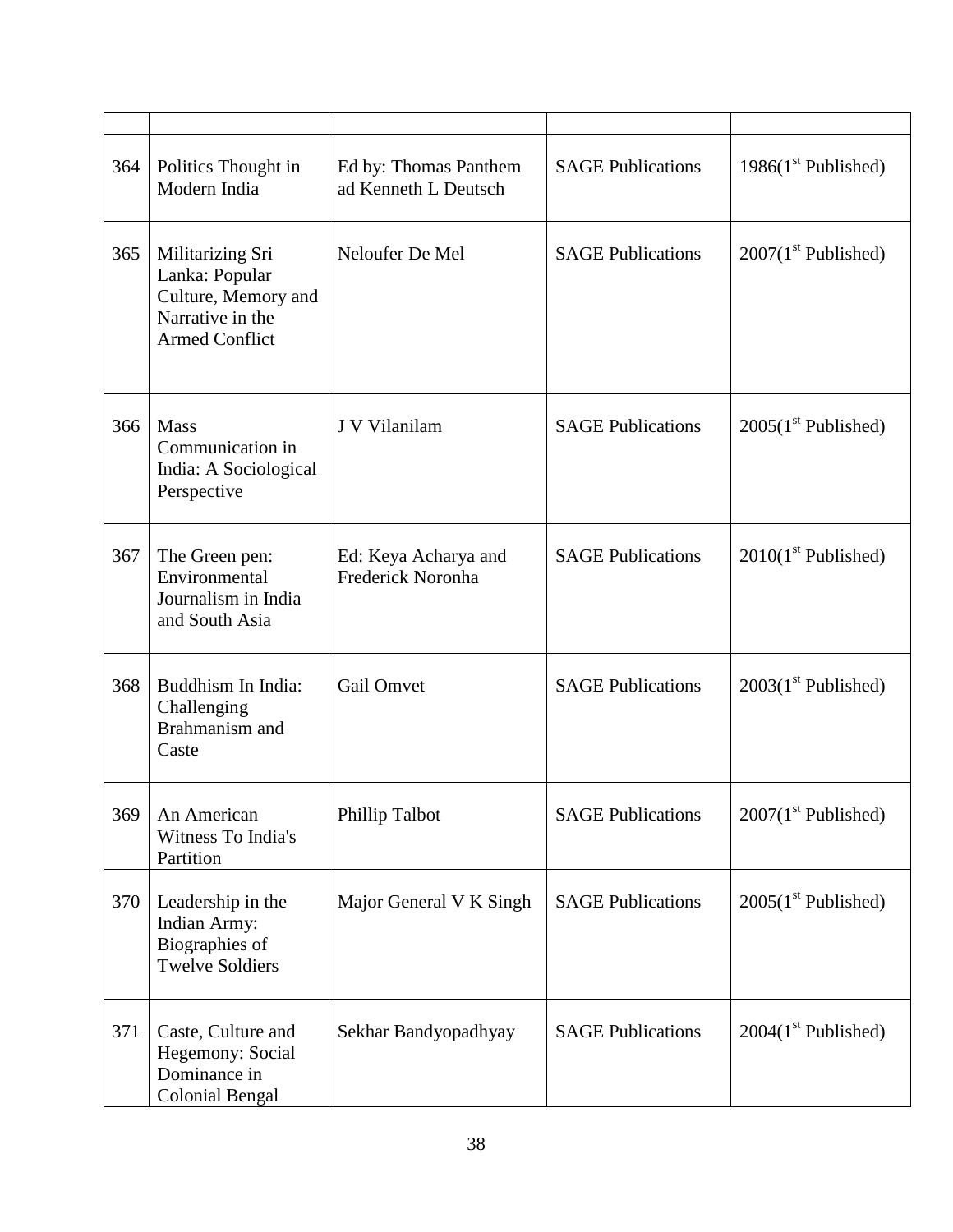| | | | | |
|---|---|---|---|---|
| 364 | Politics Thought in Modern India | Ed by: Thomas Panthem ad Kenneth L Deutsch | SAGE Publications | 1986(1st Published) |
| 365 | Militarizing Sri Lanka: Popular Culture, Memory and Narrative in the Armed Conflict | Neloufer De Mel | SAGE Publications | 2007(1st Published) |
| 366 | Mass Communication in India: A Sociological Perspective | J V Vilanilam | SAGE Publications | 2005(1st Published) |
| 367 | The Green pen: Environmental Journalism in India and South Asia | Ed: Keya Acharya and Frederick Noronha | SAGE Publications | 2010(1st Published) |
| 368 | Buddhism In India: Challenging Brahmanism and Caste | Gail Omvet | SAGE Publications | 2003(1st Published) |
| 369 | An American Witness To India's Partition | Phillip Talbot | SAGE Publications | 2007(1st Published) |
| 370 | Leadership in the Indian Army: Biographies of Twelve Soldiers | Major General V K Singh | SAGE Publications | 2005(1st Published) |
| 371 | Caste, Culture and Hegemony: Social Dominance in Colonial Bengal | Sekhar Bandyopadhyay | SAGE Publications | 2004(1st Published) |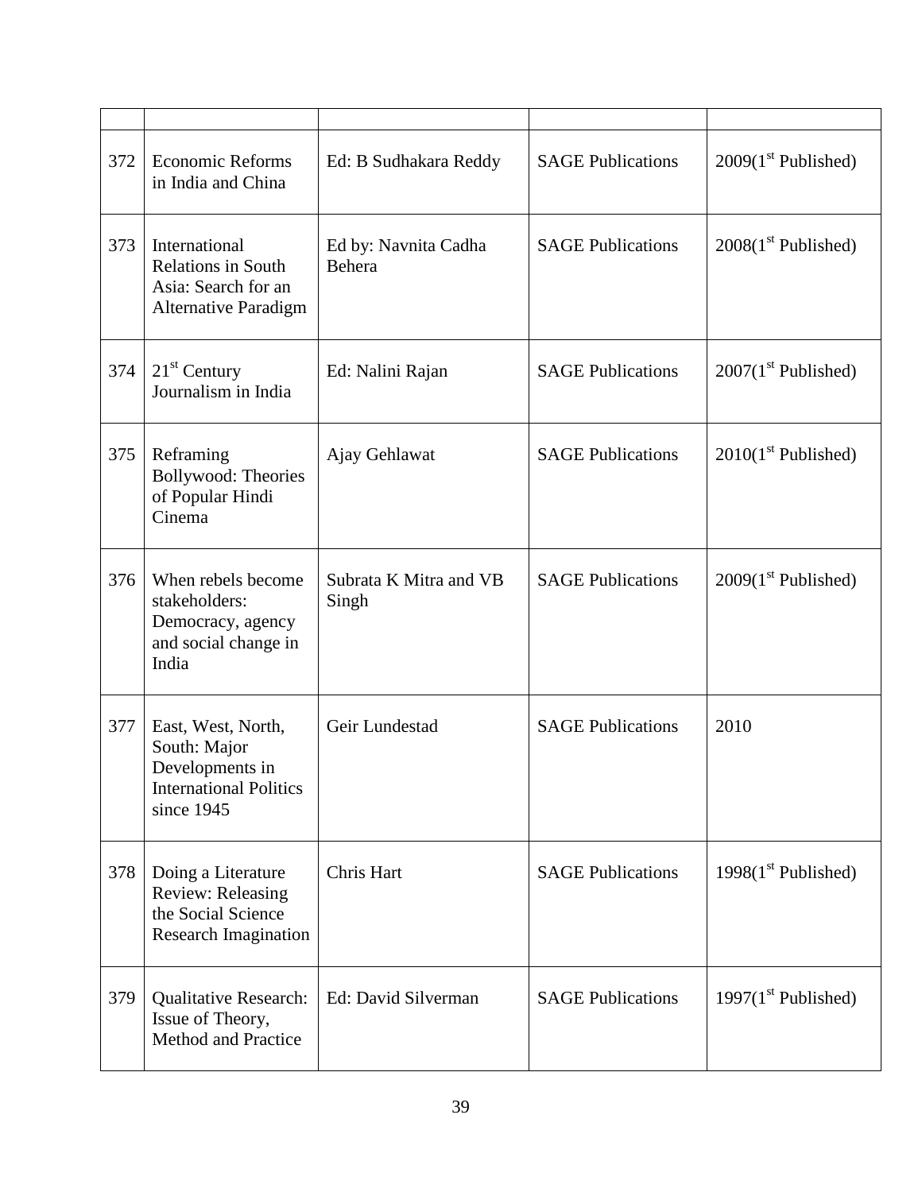| | | | | |
|---|---|---|---|---|
| 372 | Economic Reforms in India and China | Ed: B Sudhakara Reddy | SAGE Publications | 2009(1st Published) |
| 373 | International Relations in South Asia: Search for an Alternative Paradigm | Ed by: Navnita Cadha Behera | SAGE Publications | 2008(1st Published) |
| 374 | 21st Century Journalism in India | Ed: Nalini Rajan | SAGE Publications | 2007(1st Published) |
| 375 | Reframing Bollywood: Theories of Popular Hindi Cinema | Ajay Gehlawat | SAGE Publications | 2010(1st Published) |
| 376 | When rebels become stakeholders: Democracy, agency and social change in India | Subrata K Mitra and VB Singh | SAGE Publications | 2009(1st Published) |
| 377 | East, West, North, South: Major Developments in International Politics since 1945 | Geir Lundestad | SAGE Publications | 2010 |
| 378 | Doing a Literature Review: Releasing the Social Science Research Imagination | Chris Hart | SAGE Publications | 1998(1st Published) |
| 379 | Qualitative Research: Issue of Theory, Method and Practice | Ed: David Silverman | SAGE Publications | 1997(1st Published) |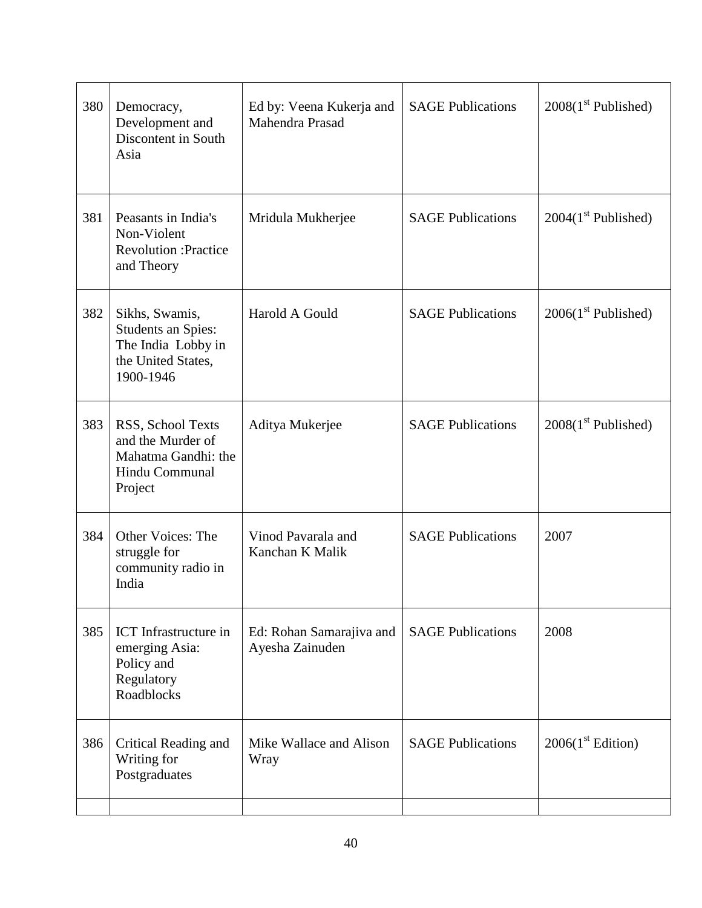| 380 | Democracy, Development and Discontent in South Asia | Ed by: Veena Kukerja and Mahendra Prasad | SAGE Publications | 2008(1st Published) |
|---|---|---|---|---|
| 381 | Peasants in India's Non-Violent Revolution :Practice and Theory | Mridula Mukherjee | SAGE Publications | 2004(1st Published) |
| 382 | Sikhs, Swamis, Students an Spies: The India Lobby in the United States, 1900-1946 | Harold A Gould | SAGE Publications | 2006(1st Published) |
| 383 | RSS, School Texts and the Murder of Mahatma Gandhi: the Hindu Communal Project | Aditya Mukerjee | SAGE Publications | 2008(1st Published) |
| 384 | Other Voices: The struggle for community radio in India | Vinod Pavarala and Kanchan K Malik | SAGE Publications | 2007 |
| 385 | ICT Infrastructure in emerging Asia: Policy and Regulatory Roadblocks | Ed: Rohan Samarajiva and Ayesha Zainuden | SAGE Publications | 2008 |
| 386 | Critical Reading and Writing for Postgraduates | Mike Wallace and Alison Wray | SAGE Publications | 2006(1st Edition) |
| | | | | |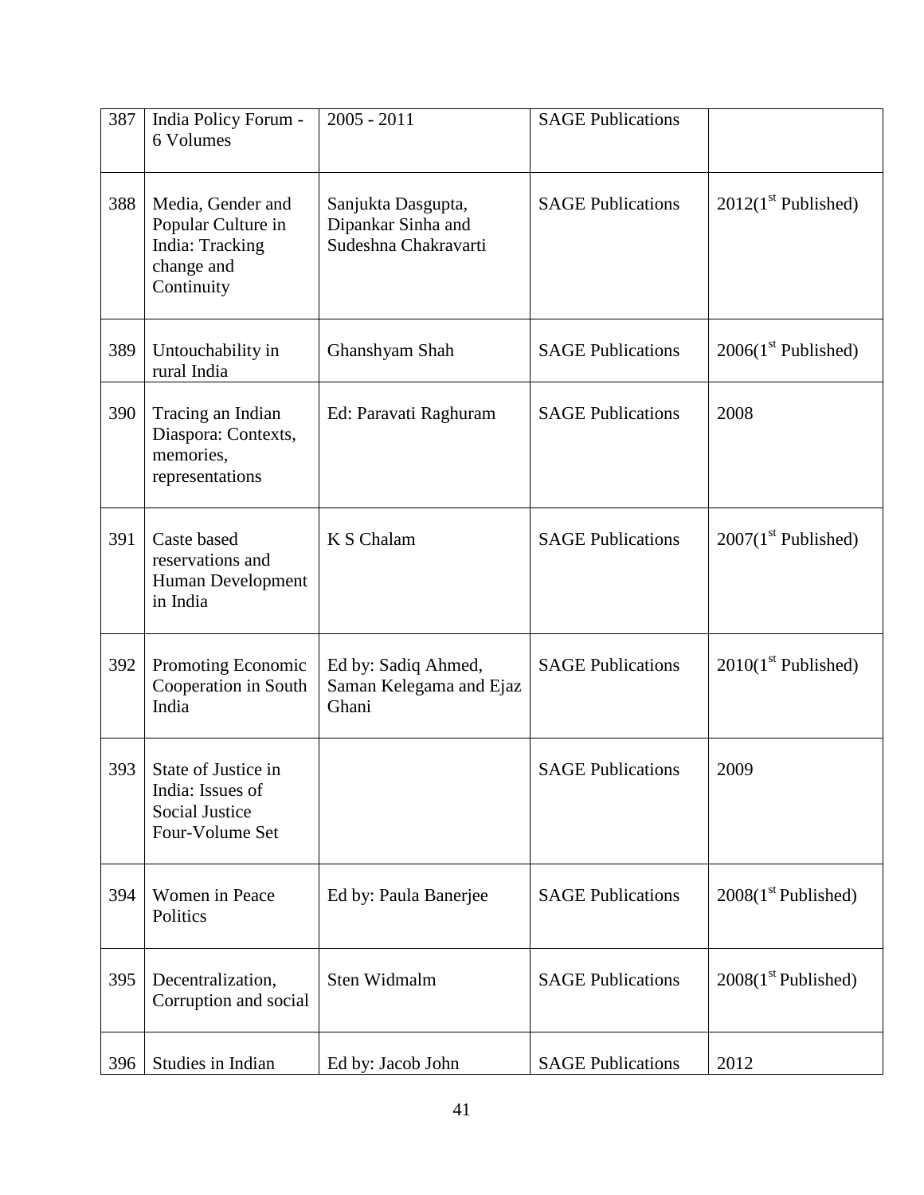| 387 | India Policy Forum - 6 Volumes | 2005 - 2011 | SAGE Publications | |
|---|---|---|---|---|
| 388 | Media, Gender and Popular Culture in India: Tracking change and Continuity | Sanjukta Dasgupta, Dipankar Sinha and Sudeshna Chakravarti | SAGE Publications | 2012(1st Published) |
| 389 | Untouchability in rural India | Ghanshyam Shah | SAGE Publications | 2006(1st Published) |
| 390 | Tracing an Indian Diaspora: Contexts, memories, representations | Ed: Paravati Raghuram | SAGE Publications | 2008 |
| 391 | Caste based reservations and Human Development in India | K S Chalam | SAGE Publications | 2007(1st Published) |
| 392 | Promoting Economic Cooperation in South India | Ed by: Sadiq Ahmed, Saman Kelegama and Ejaz Ghani | SAGE Publications | 2010(1st Published) |
| 393 | State of Justice in India: Issues of Social Justice Four-Volume Set | | SAGE Publications | 2009 |
| 394 | Women in Peace Politics | Ed by: Paula Banerjee | SAGE Publications | 2008(1st Published) |
| 395 | Decentralization, Corruption and social | Sten Widmalm | SAGE Publications | 2008(1st Published) |
| 396 | Studies in Indian | Ed by: Jacob John | SAGE Publications | 2012 |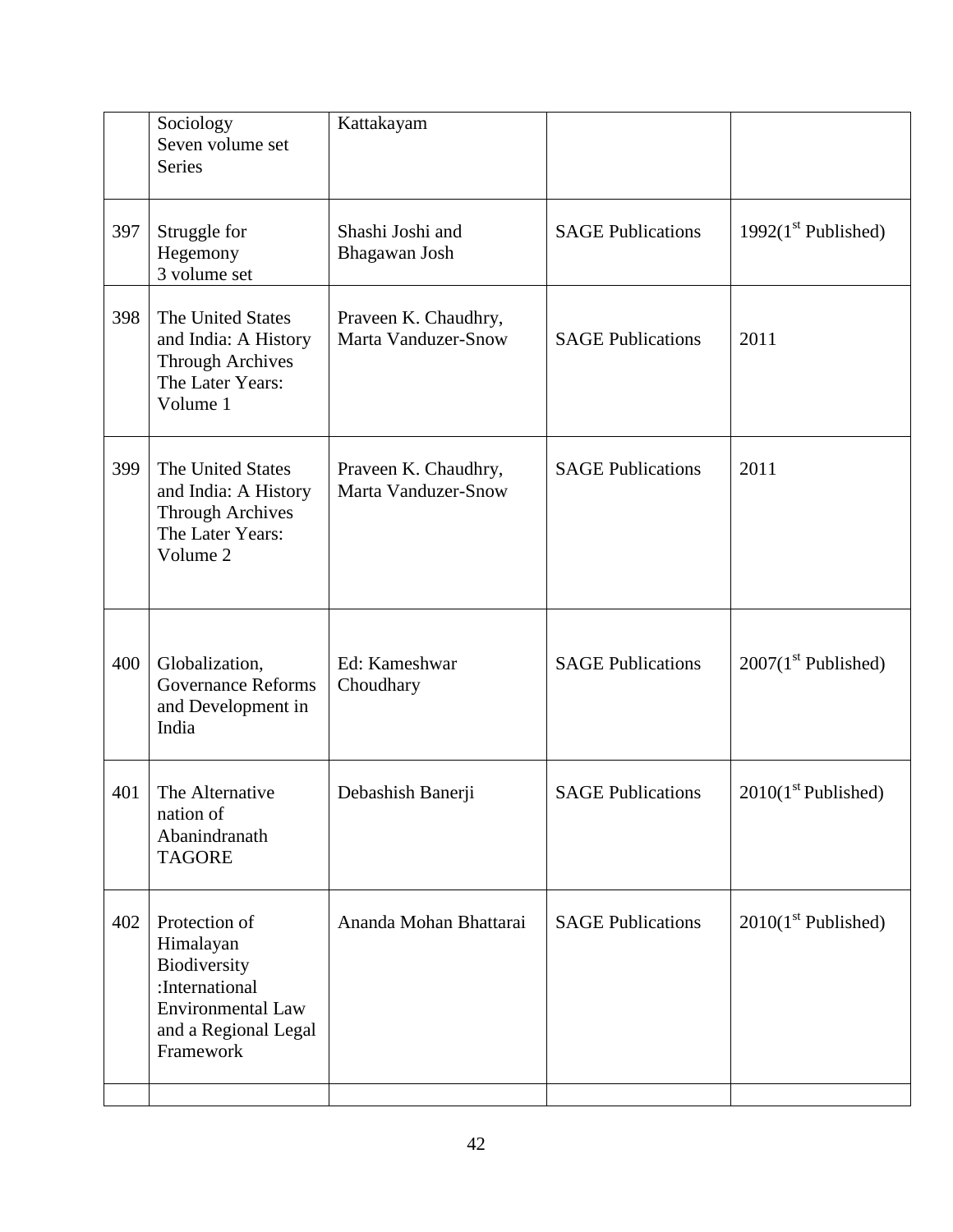| | | | | |
|---|---|---|---|---|
| | Sociology Seven volume set Series | Kattakayam | | |
| 397 | Struggle for Hegemony 3 volume set | Shashi Joshi and Bhagawan Josh | SAGE Publications | 1992(1st Published) |
| 398 | The United States and India: A History Through Archives The Later Years: Volume 1 | Praveen K. Chaudhry, Marta Vanduzer-Snow | SAGE Publications | 2011 |
| 399 | The United States and India: A History Through Archives The Later Years: Volume 2 | Praveen K. Chaudhry, Marta Vanduzer-Snow | SAGE Publications | 2011 |
| 400 | Globalization, Governance Reforms and Development in India | Ed: Kameshwar Choudhary | SAGE Publications | 2007(1st Published) |
| 401 | The Alternative nation of Abanindranath TAGORE | Debashish Banerji | SAGE Publications | 2010(1st Published) |
| 402 | Protection of Himalayan Biodiversity :International Environmental Law and a Regional Legal Framework | Ananda Mohan Bhattarai | SAGE Publications | 2010(1st Published) |
| | | | | |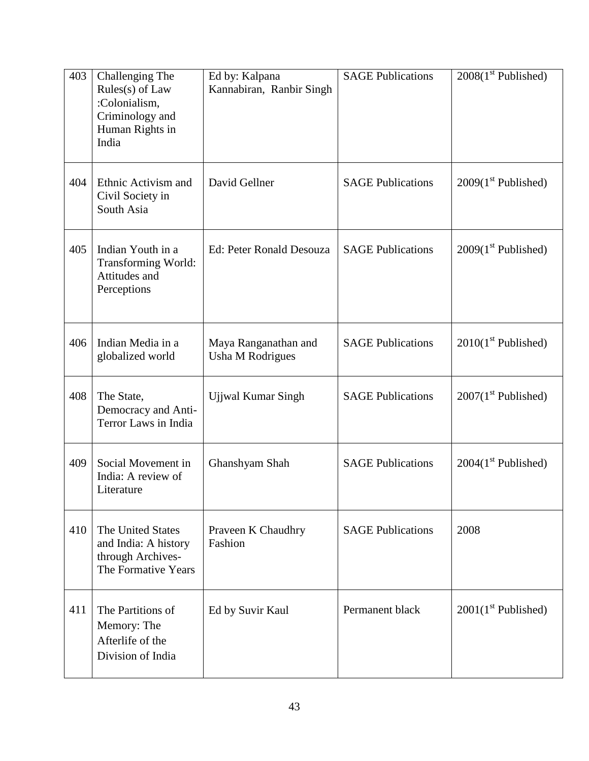| 403 | Challenging The Rules(s) of Law :Colonialism, Criminology and Human Rights in India | Ed by: Kalpana Kannabiran, Ranbir Singh | SAGE Publications | 2008(1st Published) |
|---|---|---|---|---|
| 404 | Ethnic Activism and Civil Society in South Asia | David Gellner | SAGE Publications | 2009(1st Published) |
| 405 | Indian Youth in a Transforming World: Attitudes and Perceptions | Ed: Peter Ronald Desouza | SAGE Publications | 2009(1st Published) |
| 406 | Indian Media in a globalized world | Maya Ranganathan and Usha M Rodrigues | SAGE Publications | 2010(1st Published) |
| 408 | The State, Democracy and Anti-Terror Laws in India | Ujjwal Kumar Singh | SAGE Publications | 2007(1st Published) |
| 409 | Social Movement in India: A review of Literature | Ghanshyam Shah | SAGE Publications | 2004(1st Published) |
| 410 | The United States and India: A history through Archives- The Formative Years | Praveen K Chaudhry Fashion | SAGE Publications | 2008 |
| 411 | The Partitions of Memory: The Afterlife of the Division of India | Ed by Suvir Kaul | Permanent black | 2001(1st Published) |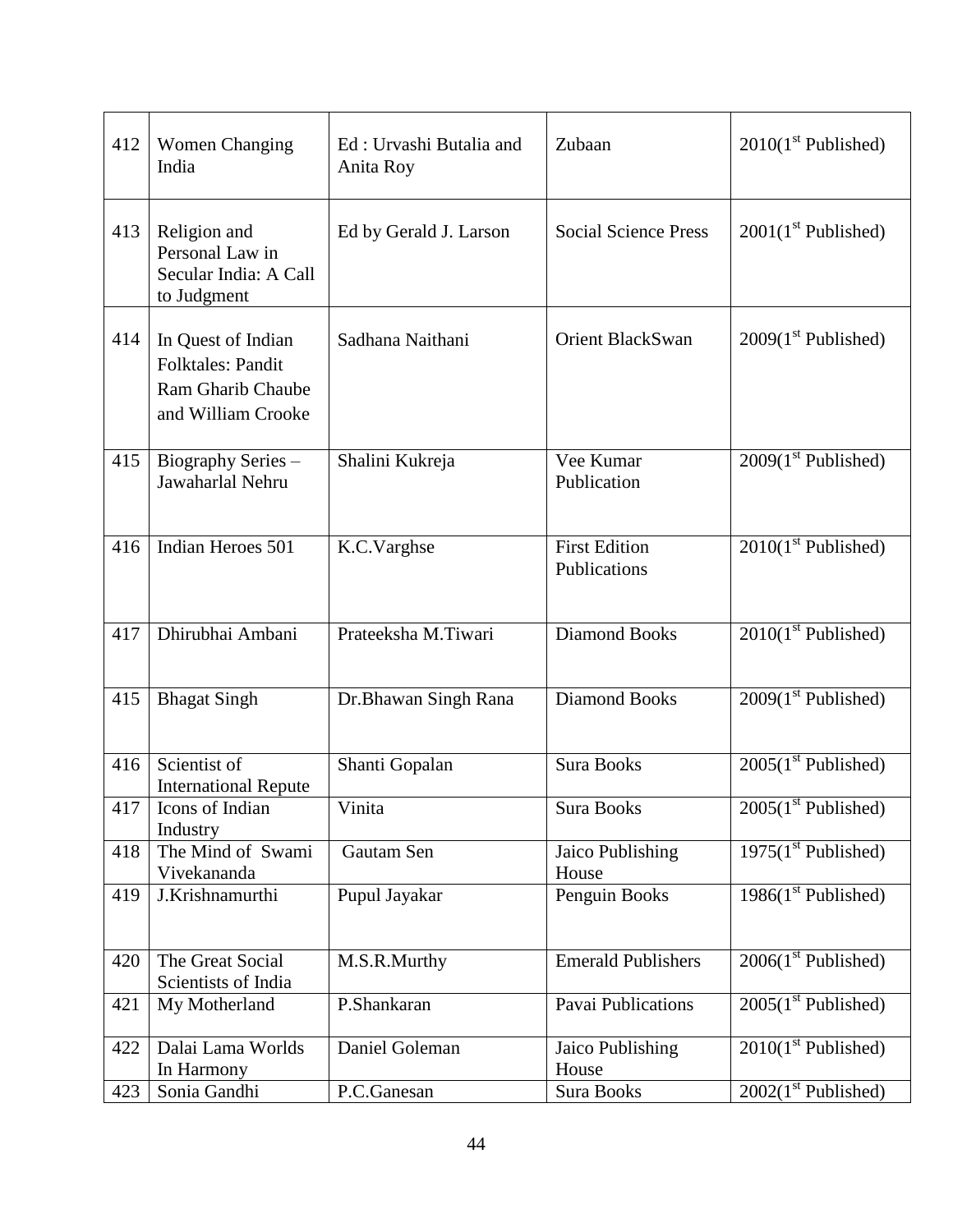| 412 | Women Changing India | Ed : Urvashi Butalia and Anita Roy | Zubaan | 2010(1st Published) |
|---|---|---|---|---|
| 413 | Religion and Personal Law in Secular India: A Call to Judgment | Ed by Gerald J. Larson | Social Science Press | 2001(1st Published) |
| 414 | In Quest of Indian Folktales: Pandit Ram Gharib Chaube and William Crooke | Sadhana Naithani | Orient BlackSwan | 2009(1st Published) |
| 415 | Biography Series – Jawaharlal Nehru | Shalini Kukreja | Vee Kumar Publication | 2009(1st Published) |
| 416 | Indian Heroes 501 | K.C.Varghse | First Edition Publications | 2010(1st Published) |
| 417 | Dhirubhai Ambani | Prateeksha M.Tiwari | Diamond Books | 2010(1st Published) |
| 415 | Bhagat Singh | Dr.Bhawan Singh Rana | Diamond Books | 2009(1st Published) |
| 416 | Scientist of International Repute | Shanti Gopalan | Sura Books | 2005(1st Published) |
| 417 | Icons of Indian Industry | Vinita | Sura Books | 2005(1st Published) |
| 418 | The Mind of Swami Vivekananda | Gautam Sen | Jaico Publishing House | 1975(1st Published) |
| 419 | J.Krishnamurthi | Pupul Jayakar | Penguin Books | 1986(1st Published) |
| 420 | The Great Social Scientists of India | M.S.R.Murthy | Emerald Publishers | 2006(1st Published) |
| 421 | My Motherland | P.Shankaran | Pavai Publications | 2005(1st Published) |
| 422 | Dalai Lama Worlds In Harmony | Daniel Goleman | Jaico Publishing House | 2010(1st Published) |
| 423 | Sonia Gandhi | P.C.Ganesan | Sura Books | 2002(1st Published) |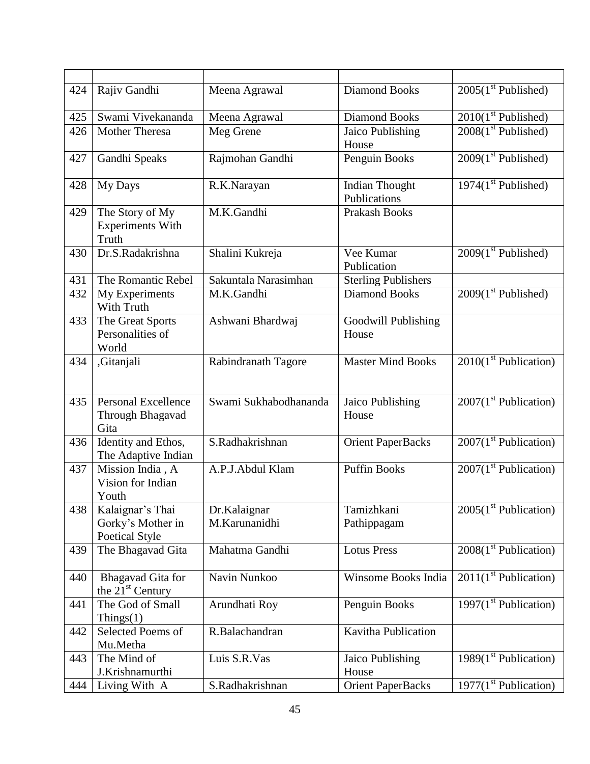| | | | | |
|---|---|---|---|---|
| 424 | Rajiv Gandhi | Meena Agrawal | Diamond Books | 2005(1st Published) |
| 425 | Swami Vivekananda | Meena Agrawal | Diamond Books | 2010(1st Published) |
| 426 | Mother Theresa | Meg Grene | Jaico Publishing House | 2008(1st Published) |
| 427 | Gandhi Speaks | Rajmohan Gandhi | Penguin Books | 2009(1st Published) |
| 428 | My Days | R.K.Narayan | Indian Thought Publications | 1974(1st Published) |
| 429 | The Story of My Experiments With Truth | M.K.Gandhi | Prakash Books | |
| 430 | Dr.S.Radakrishna | Shalini Kukreja | Vee Kumar Publication | 2009(1st Published) |
| 431 | The Romantic Rebel | Sakuntala Narasimhan | Sterling Publishers | |
| 432 | My Experiments With Truth | M.K.Gandhi | Diamond Books | 2009(1st Published) |
| 433 | The Great Sports Personalities of World | Ashwani Bhardwaj | Goodwill Publishing House | |
| 434 | ,Gitanjali | Rabindranath Tagore | Master Mind Books | 2010(1st Publication) |
| 435 | Personal Excellence Through Bhagavad Gita | Swami Sukhabodhananda | Jaico Publishing House | 2007(1st Publication) |
| 436 | Identity and Ethos, The Adaptive Indian | S.Radhakrishnan | Orient PaperBacks | 2007(1st Publication) |
| 437 | Mission India , A Vision for Indian Youth | A.P.J.Abdul Klam | Puffin Books | 2007(1st Publication) |
| 438 | Kalaignar's Thai Gorky's Mother in Poetical Style | Dr.Kalaignar M.Karunanidhi | Tamizhkani Pathippagam | 2005(1st Publication) |
| 439 | The Bhagavad Gita | Mahatma Gandhi | Lotus Press | 2008(1st Publication) |
| 440 | Bhagavad Gita for the 21st Century | Navin Nunkoo | Winsome Books India | 2011(1st Publication) |
| 441 | The God of Small Things(1) | Arundhati Roy | Penguin Books | 1997(1st Publication) |
| 442 | Selected Poems of Mu.Metha | R.Balachandran | Kavitha Publication | |
| 443 | The Mind of J.Krishnamurthi | Luis S.R.Vas | Jaico Publishing House | 1989(1st Publication) |
| 444 | Living With A | S.Radhakrishnan | Orient PaperBacks | 1977(1st Publication) |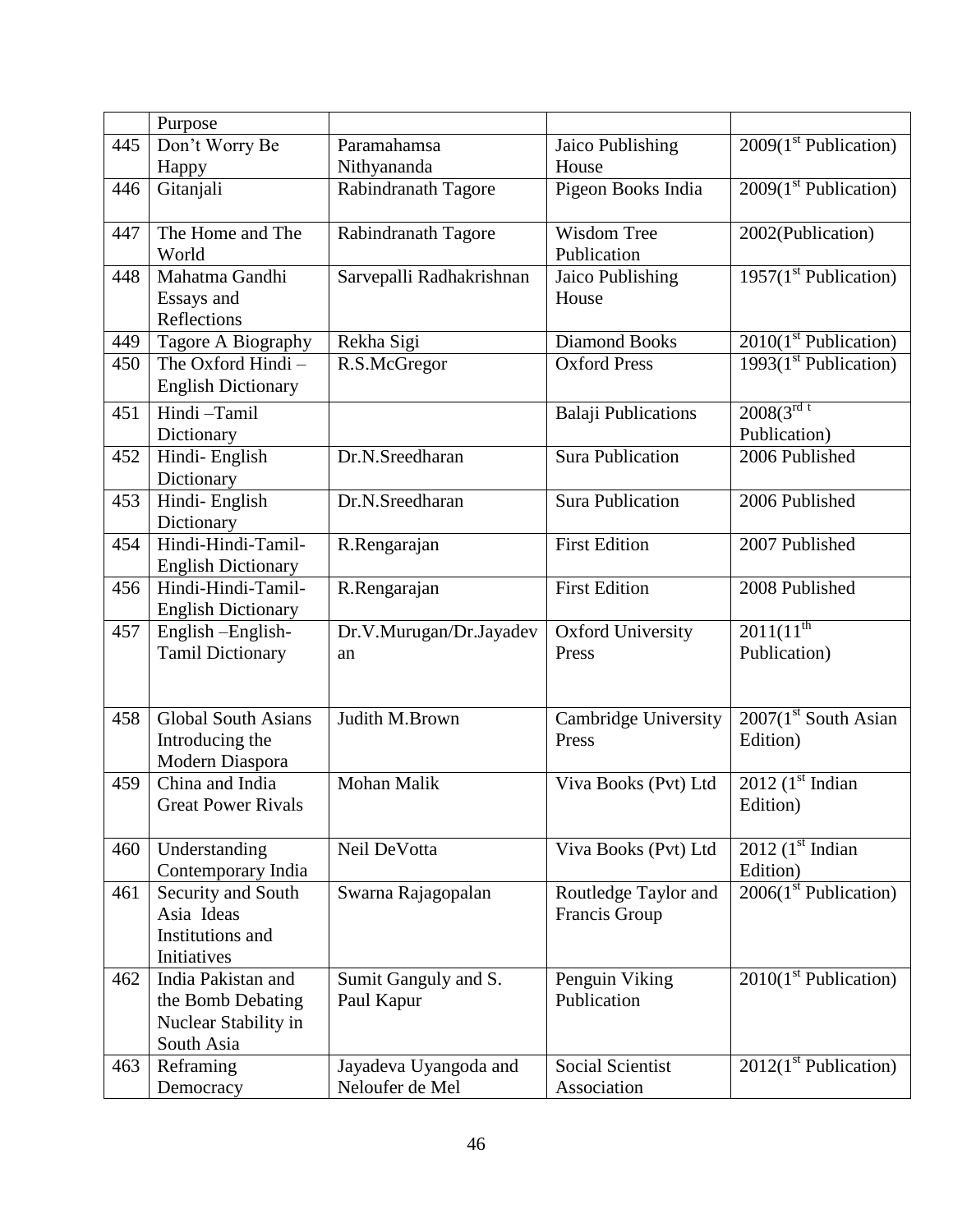|  | Purpose |  |  |  |
|---|---|---|---|---|
| 445 | Don’t Worry Be Happy | Paramahamsa Nithyananda | Jaico Publishing House | 2009(1st Publication) |
| 446 | Gitanjali | Rabindranath Tagore | Pigeon Books India | 2009(1st Publication) |
| 447 | The Home and The World | Rabindranath Tagore | Wisdom Tree Publication | 2002(Publication) |
| 448 | Mahatma Gandhi Essays and Reflections | Sarvepalli Radhakrishnan | Jaico Publishing House | 1957(1st Publication) |
| 449 | Tagore A Biography | Rekha Sigi | Diamond Books | 2010(1st Publication) |
| 450 | The Oxford Hindi – English Dictionary | R.S.McGregor | Oxford Press | 1993(1st Publication) |
| 451 | Hindi –Tamil Dictionary |  | Balaji Publications | 2008(3rd t Publication) |
| 452 | Hindi- English Dictionary | Dr.N.Sreedharan | Sura Publication | 2006 Published |
| 453 | Hindi- English Dictionary | Dr.N.Sreedharan | Sura Publication | 2006 Published |
| 454 | Hindi-Hindi-Tamil-English Dictionary | R.Rengarajan | First Edition | 2007 Published |
| 456 | Hindi-Hindi-Tamil-English Dictionary | R.Rengarajan | First Edition | 2008 Published |
| 457 | English –English-Tamil Dictionary | Dr.V.Murugan/Dr.Jayadevan | Oxford University Press | 2011(11th Publication) |
| 458 | Global South Asians Introducing the Modern Diaspora | Judith M.Brown | Cambridge University Press | 2007(1st South Asian Edition) |
| 459 | China and India Great Power Rivals | Mohan Malik | Viva Books (Pvt) Ltd | 2012 (1st Indian Edition) |
| 460 | Understanding Contemporary India | Neil DeVotta | Viva Books (Pvt) Ltd | 2012 (1st Indian Edition) |
| 461 | Security and South Asia Ideas Institutions and Initiatives | Swarna Rajagopalan | Routledge Taylor and Francis Group | 2006(1st Publication) |
| 462 | India Pakistan and the Bomb Debating Nuclear Stability in South Asia | Sumit Ganguly and S. Paul Kapur | Penguin Viking Publication | 2010(1st Publication) |
| 463 | Reframing Democracy | Jayadeva Uyangoda and Neloufer de Mel | Social Scientist Association | 2012(1st Publication) |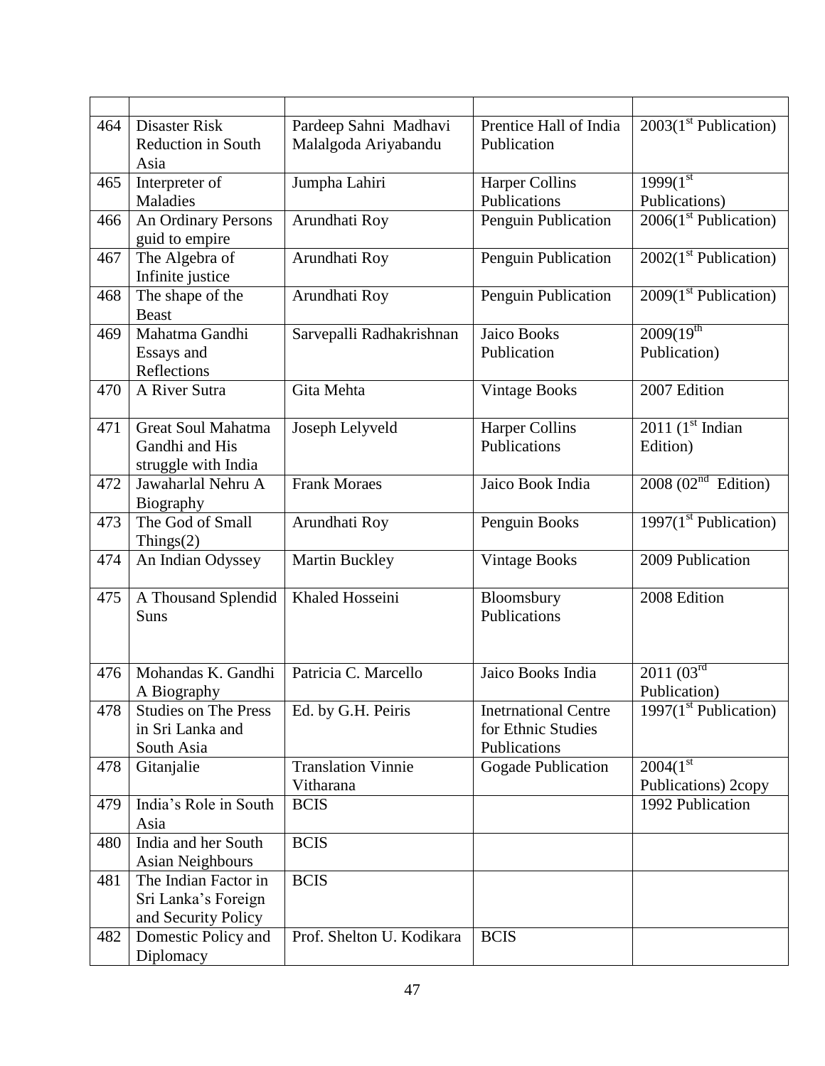| | | | | |
|---|---|---|---|---|
| 464 | Disaster Risk Reduction in South Asia | Pardeep Sahni Madhavi Malalgoda Ariyabandu | Prentice Hall of India Publication | 2003(1st Publication) |
| 465 | Interpreter of Maladies | Jumpha Lahiri | Harper Collins Publications | 1999(1st Publications) |
| 466 | An Ordinary Persons guid to empire | Arundhati Roy | Penguin Publication | 2006(1st Publication) |
| 467 | The Algebra of Infinite justice | Arundhati Roy | Penguin Publication | 2002(1st Publication) |
| 468 | The shape of the Beast | Arundhati Roy | Penguin Publication | 2009(1st Publication) |
| 469 | Mahatma Gandhi Essays and Reflections | Sarvepalli Radhakrishnan | Jaico Books Publication | 2009(19th Publication) |
| 470 | A River Sutra | Gita Mehta | Vintage Books | 2007 Edition |
| 471 | Great Soul Mahatma Gandhi and His struggle with India | Joseph Lelyveld | Harper Collins Publications | 2011 (1st Indian Edition) |
| 472 | Jawaharlal Nehru A Biography | Frank Moraes | Jaico Book India | 2008 (02nd Edition) |
| 473 | The God of Small Things(2) | Arundhati Roy | Penguin Books | 1997(1st Publication) |
| 474 | An Indian Odyssey | Martin Buckley | Vintage Books | 2009 Publication |
| 475 | A Thousand Splendid Suns | Khaled Hosseini | Bloomsbury Publications | 2008 Edition |
| 476 | Mohandas K. Gandhi A Biography | Patricia C. Marcello | Jaico Books India | 2011 (03rd Publication) |
| 478 | Studies on The Press in Sri Lanka and South Asia | Ed. by G.H. Peiris | Inetrnational Centre for Ethnic Studies Publications | 1997(1st Publication) |
| 478 | Gitanjalie | Translation Vinnie Vitharana | Gogade Publication | 2004(1st Publications) 2copy |
| 479 | India's Role in South Asia | BCIS | | 1992 Publication |
| 480 | India and her South Asian Neighbours | BCIS | | |
| 481 | The Indian Factor in Sri Lanka's Foreign and Security Policy | BCIS | | |
| 482 | Domestic Policy and Diplomacy | Prof. Shelton U. Kodikara | BCIS | |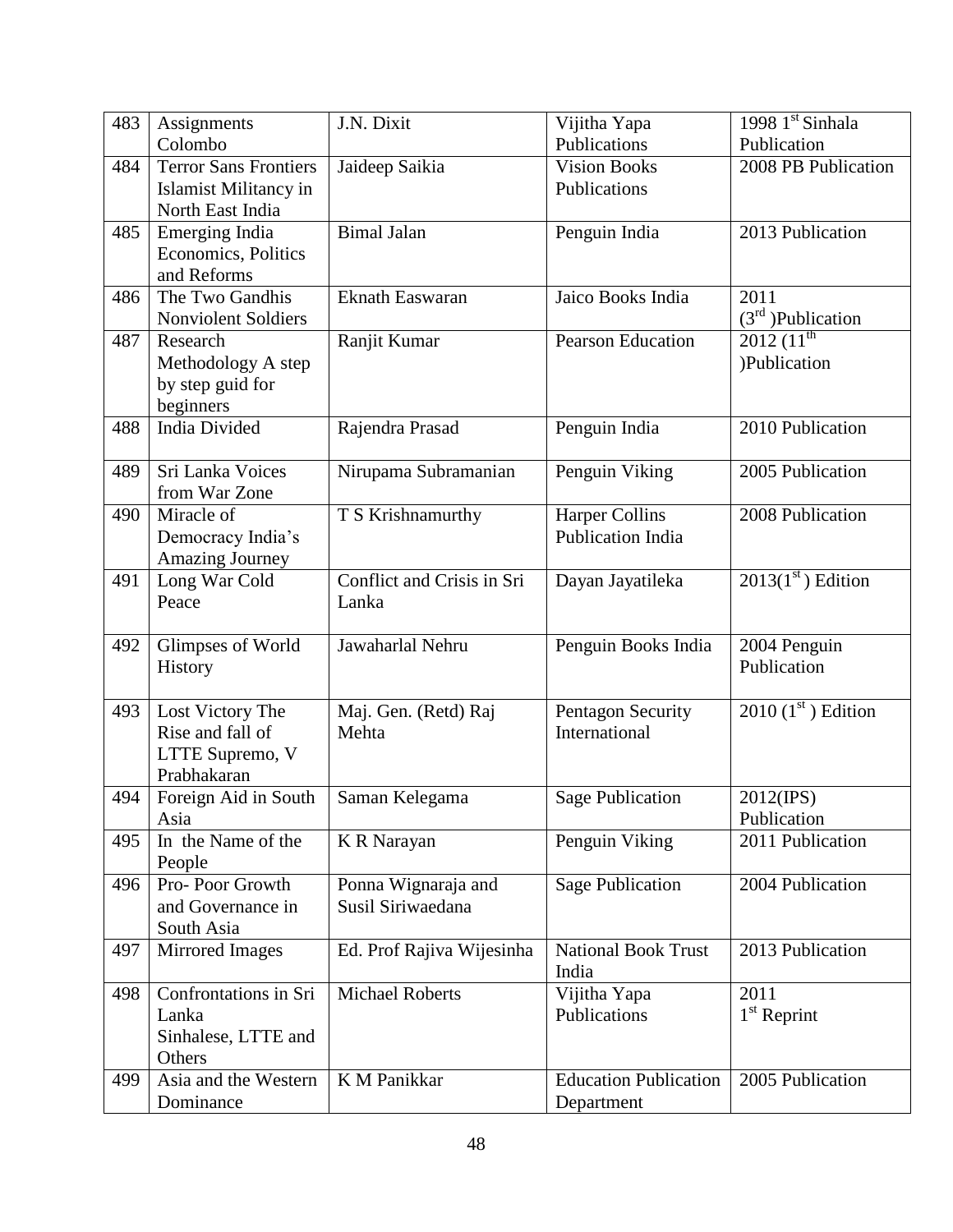| 483 | Assignments Colombo | J.N. Dixit | Vijitha Yapa Publications | 1998 1st Sinhala Publication |
|---|---|---|---|---|
| 484 | Terror Sans Frontiers Islamist Militancy in North East India | Jaideep Saikia | Vision Books Publications | 2008 PB Publication |
| 485 | Emerging India Economics, Politics and Reforms | Bimal Jalan | Penguin India | 2013 Publication |
| 486 | The Two Gandhis Nonviolent Soldiers | Eknath Easwaran | Jaico Books India | 2011 (3rd )Publication |
| 487 | Research Methodology A step by step guid for beginners | Ranjit Kumar | Pearson Education | 2012 (11th )Publication |
| 488 | India Divided | Rajendra Prasad | Penguin India | 2010 Publication |
| 489 | Sri Lanka Voices from War Zone | Nirupama Subramanian | Penguin Viking | 2005 Publication |
| 490 | Miracle of Democracy India's Amazing Journey | T S Krishnamurthy | Harper Collins Publication India | 2008 Publication |
| 491 | Long War Cold Peace | Conflict and Crisis in Sri Lanka | Dayan Jayatileka | 2013(1st ) Edition |
| 492 | Glimpses of World History | Jawaharlal Nehru | Penguin Books India | 2004 Penguin Publication |
| 493 | Lost Victory The Rise and fall of LTTE Supremo, V Prabhakaran | Maj. Gen. (Retd) Raj Mehta | Pentagon Security International | 2010 (1st ) Edition |
| 494 | Foreign Aid in South Asia | Saman Kelegama | Sage Publication | 2012(IPS) Publication |
| 495 | In the Name of the People | K R Narayan | Penguin Viking | 2011 Publication |
| 496 | Pro- Poor Growth and Governance in South Asia | Ponna Wignaraja and Susil Siriwaedana | Sage Publication | 2004 Publication |
| 497 | Mirrored Images | Ed. Prof Rajiva Wijesinha | National Book Trust India | 2013 Publication |
| 498 | Confrontations in Sri Lanka Sinhalese, LTTE and Others | Michael Roberts | Vijitha Yapa Publications | 2011 1st Reprint |
| 499 | Asia and the Western Dominance | K M Panikkar | Education Publication Department | 2005 Publication |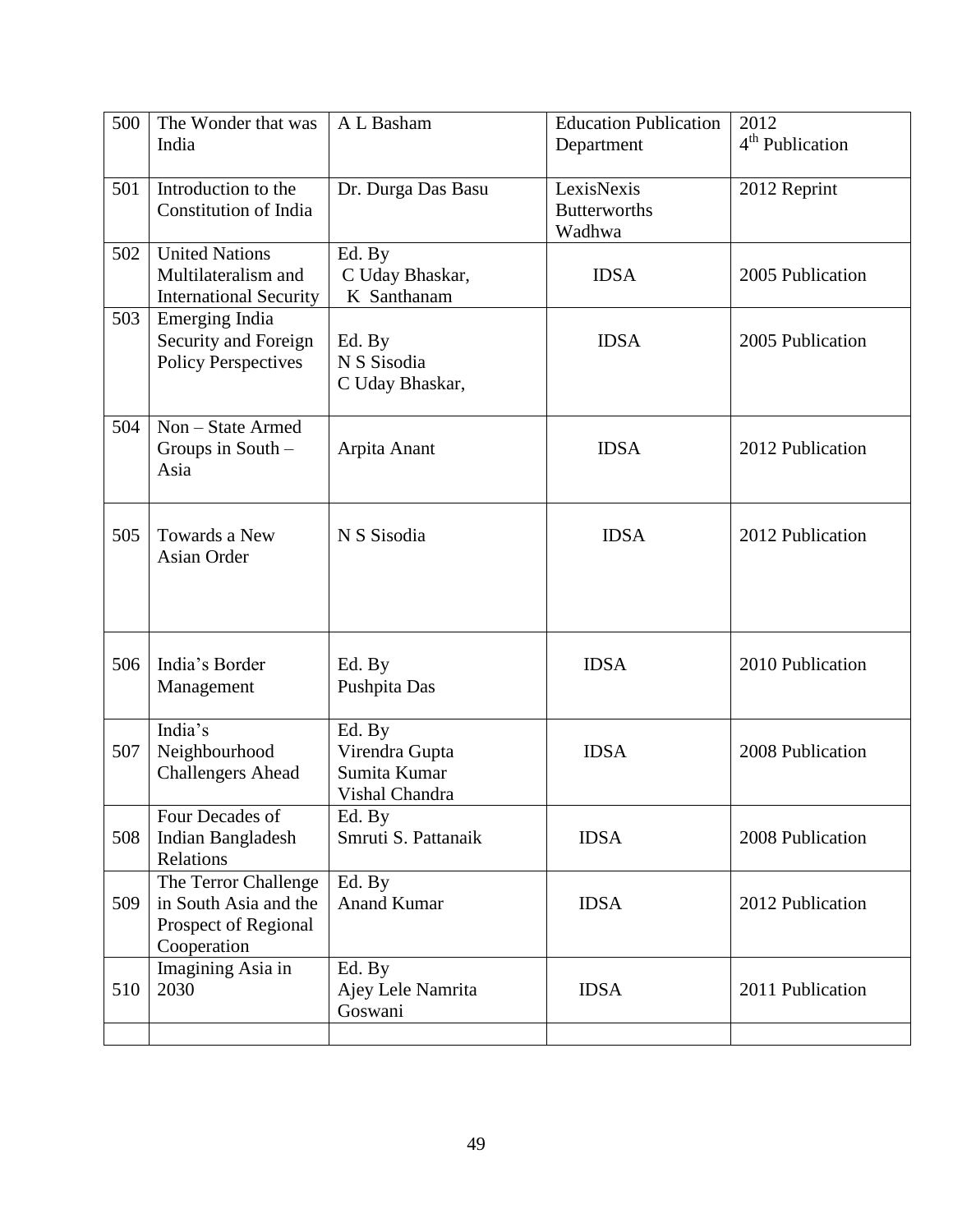| | | | | |
|---|---|---|---|---|
| 500 | The Wonder that was India | A L Basham | Education Publication Department | 2012<br>4th Publication |
| 501 | Introduction to the Constitution of India | Dr. Durga Das Basu | LexisNexis Butterworths Wadhwa | 2012 Reprint |
| 502 | United Nations Multilateralism and International Security | Ed. By<br>C Uday Bhaskar,<br>K Santhanam | IDSA | 2005 Publication |
| 503 | Emerging India Security and Foreign Policy Perspectives | Ed. By<br>N S Sisodia<br>C Uday Bhaskar, | IDSA | 2005 Publication |
| 504 | Non – State Armed Groups in South – Asia | Arpita Anant | IDSA | 2012 Publication |
| 505 | Towards a New Asian Order | N S Sisodia | IDSA | 2012 Publication |
| 506 | India's Border Management | Ed. By<br>Pushpita Das | IDSA | 2010 Publication |
| 507 | India's Neighbourhood Challengers Ahead | Ed. By<br>Virendra Gupta<br>Sumita Kumar<br>Vishal Chandra | IDSA | 2008 Publication |
| 508 | Four Decades of Indian Bangladesh Relations | Ed. By<br>Smruti S. Pattanaik | IDSA | 2008 Publication |
| 509 | The Terror Challenge in South Asia and the Prospect of Regional Cooperation | Ed. By<br>Anand Kumar | IDSA | 2012 Publication |
| 510 | Imagining Asia in 2030 | Ed. By<br>Ajey Lele Namrita Goswani | IDSA | 2011 Publication |
| | | | | |